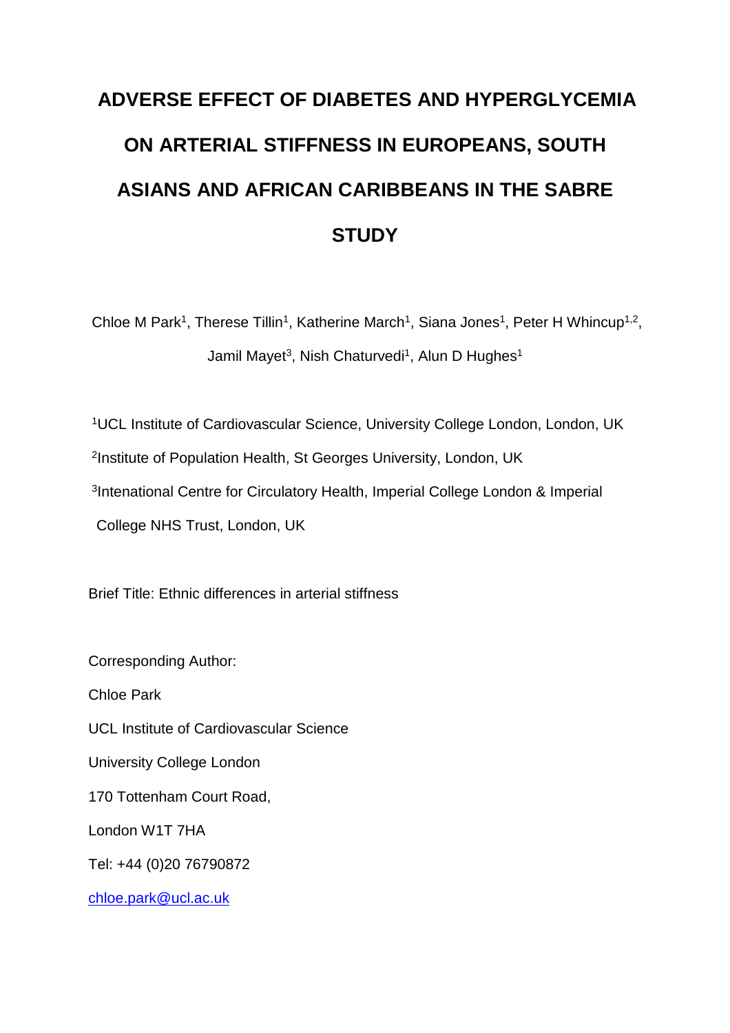# ADVERSE EFFECT OF DIABETES AND HYPERGLYCEMIA ON ARTERIAL STIFFNESS IN EUROPEANS, SOUTH ASIANS AND AFRICAN CARIBBEANS IN THE SABRE STUDY

Chloe M Park[1], Therese Tillin[1], Katherine March[1], Siana Jones[1], Peter H Whincup[1,2], Jamil Mayet[3], Nish Chaturvedi[1], Alun D Hughes[1]

[1]UCL Institute of Cardiovascular Science, University College London, London, UK

[2]Institute of Population Health, St Georges University, London, UK

[3]Intenational Centre for Circulatory Health, Imperial College London & Imperial College NHS Trust, London, UK

Brief Title: Ethnic differences in arterial stiffness

Corresponding Author:

Chloe Park

UCL Institute of Cardiovascular Science

University College London

170 Tottenham Court Road,

London W1T 7HA

Tel: +44 (0)20 76790872

chloe.park@ucl.ac.uk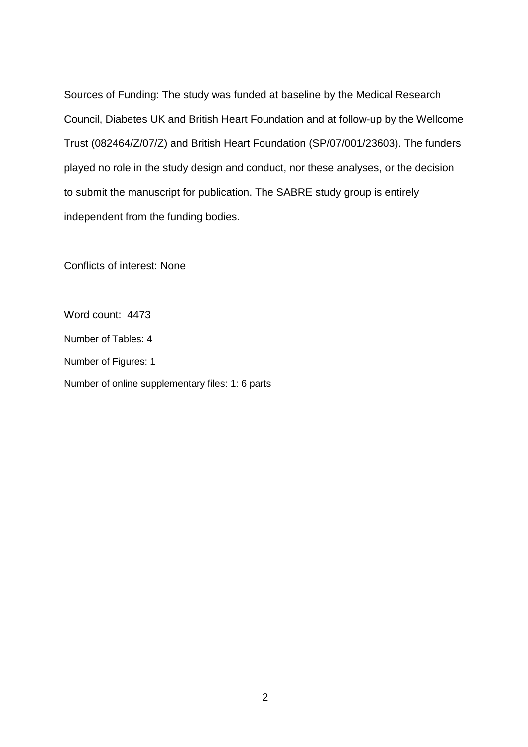Sources of Funding: The study was funded at baseline by the Medical Research Council, Diabetes UK and British Heart Foundation and at follow-up by the Wellcome Trust (082464/Z/07/Z) and British Heart Foundation (SP/07/001/23603). The funders played no role in the study design and conduct, nor these analyses, or the decision to submit the manuscript for publication. The SABRE study group is entirely independent from the funding bodies.

Conflicts of interest: None

Word count: 4473

Number of Tables: 4

Number of Figures: 1

Number of online supplementary files: 1: 6 parts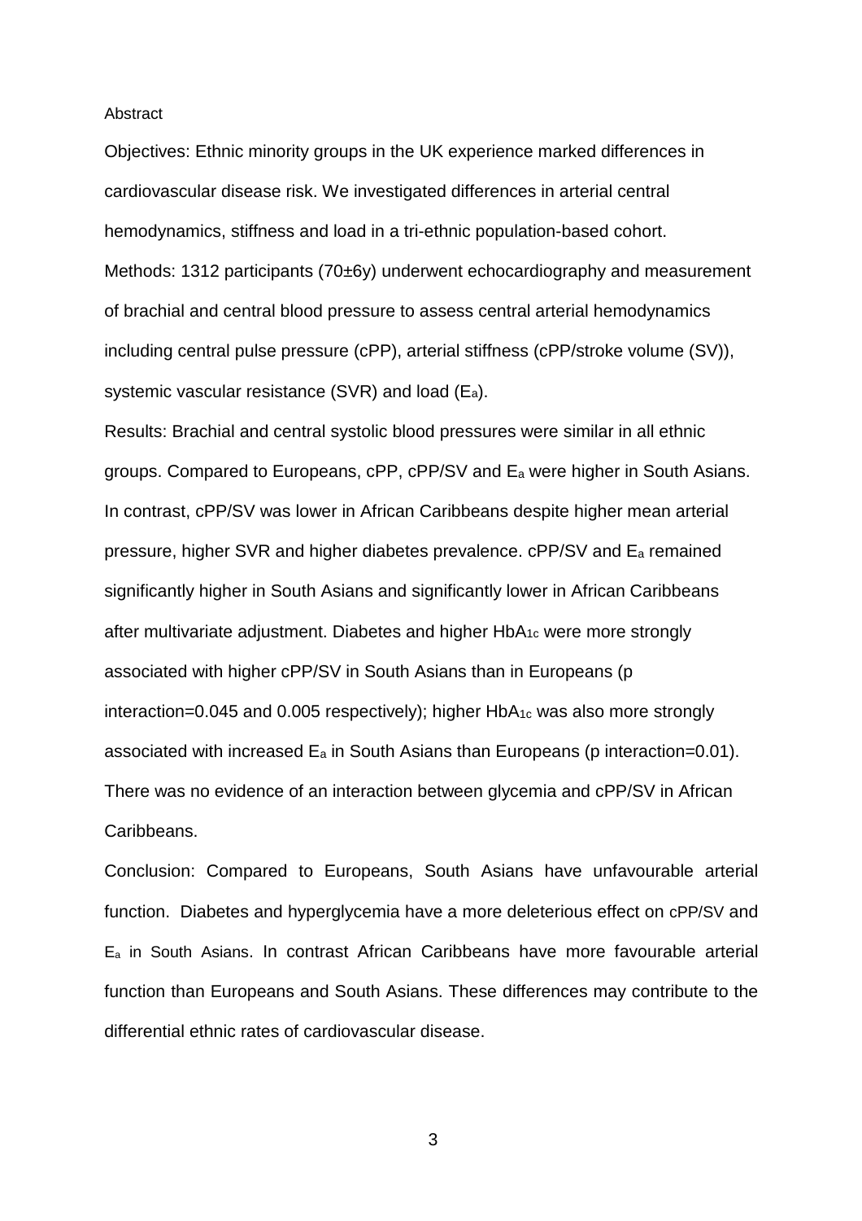## Abstract

Objectives: Ethnic minority groups in the UK experience marked differences in cardiovascular disease risk. We investigated differences in arterial central hemodynamics, stiffness and load in a tri-ethnic population-based cohort.

Methods: 1312 participants (70±6y) underwent echocardiography and measurement of brachial and central blood pressure to assess central arterial hemodynamics including central pulse pressure (cPP), arterial stiffness (cPP/stroke volume (SV)), systemic vascular resistance (SVR) and load ($E_a$).

Results: Brachial and central systolic blood pressures were similar in all ethnic groups. Compared to Europeans, cPP, cPP/SV and $E_a$ were higher in South Asians. In contrast, cPP/SV was lower in African Caribbeans despite higher mean arterial pressure, higher SVR and higher diabetes prevalence. cPP/SV and $E_a$ remained significantly higher in South Asians and significantly lower in African Caribbeans after multivariate adjustment. Diabetes and higher $HbA_{1c}$ were more strongly associated with higher cPP/SV in South Asians than in Europeans (p interaction=0.045 and 0.005 respectively); higher $HbA_{1c}$ was also more strongly associated with increased $E_a$ in South Asians than Europeans (p interaction=0.01). There was no evidence of an interaction between glycemia and cPP/SV in African Caribbeans.

Conclusion: Compared to Europeans, South Asians have unfavourable arterial function. Diabetes and hyperglycemia have a more deleterious effect on cPP/SV and $E_a$ in South Asians. In contrast African Caribbeans have more favourable arterial function than Europeans and South Asians. These differences may contribute to the differential ethnic rates of cardiovascular disease.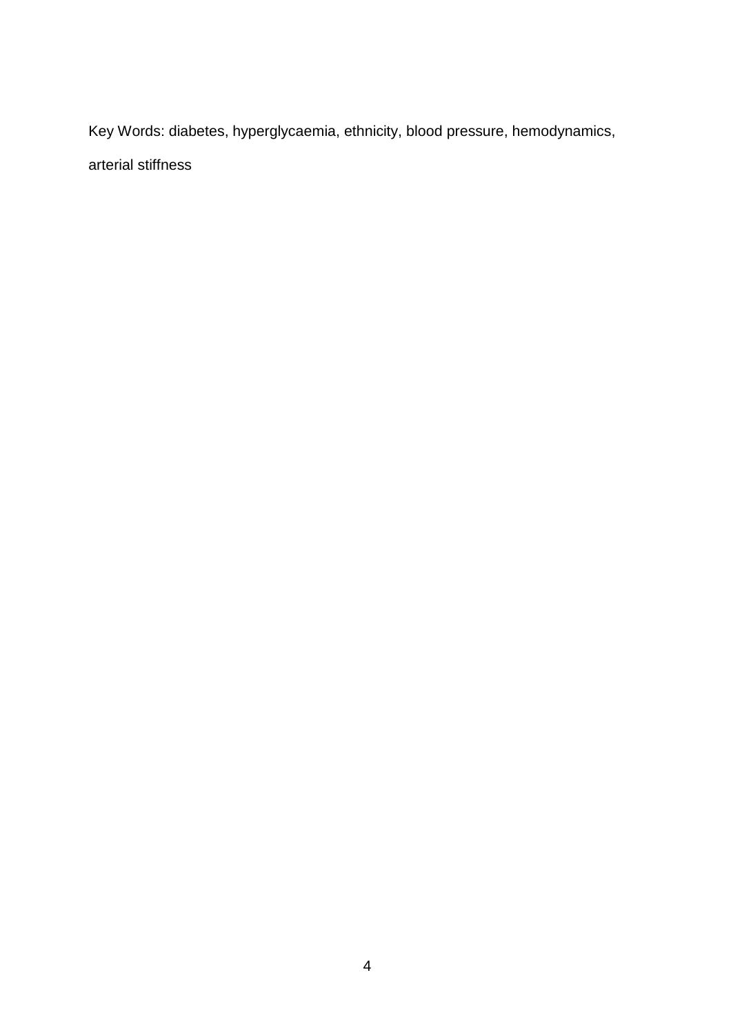Key Words: diabetes, hyperglycaemia, ethnicity, blood pressure, hemodynamics, arterial stiffness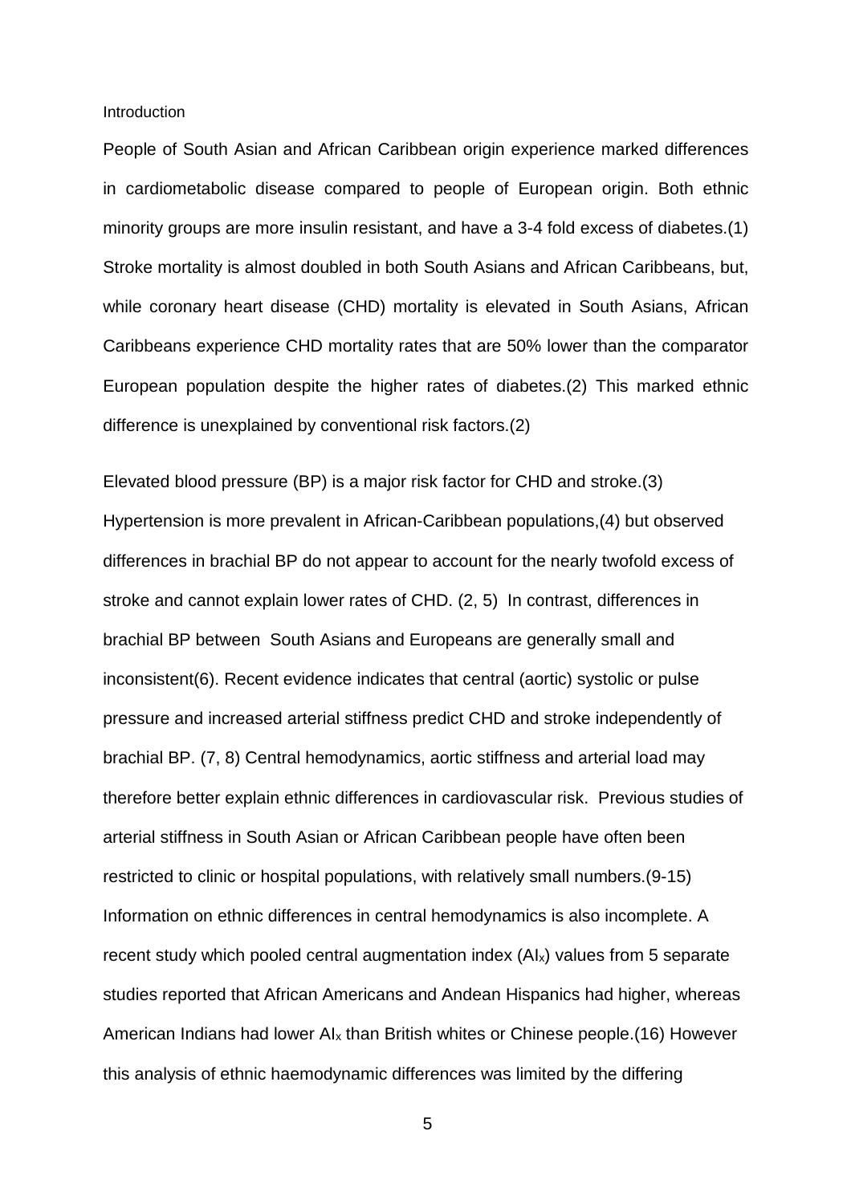## Introduction

People of South Asian and African Caribbean origin experience marked differences in cardiometabolic disease compared to people of European origin. Both ethnic minority groups are more insulin resistant, and have a 3-4 fold excess of diabetes.(1) Stroke mortality is almost doubled in both South Asians and African Caribbeans, but, while coronary heart disease (CHD) mortality is elevated in South Asians, African Caribbeans experience CHD mortality rates that are 50% lower than the comparator European population despite the higher rates of diabetes.(2) This marked ethnic difference is unexplained by conventional risk factors.(2)

Elevated blood pressure (BP) is a major risk factor for CHD and stroke.(3) Hypertension is more prevalent in African-Caribbean populations,(4) but observed differences in brachial BP do not appear to account for the nearly twofold excess of stroke and cannot explain lower rates of CHD. (2, 5) In contrast, differences in brachial BP between South Asians and Europeans are generally small and inconsistent(6). Recent evidence indicates that central (aortic) systolic or pulse pressure and increased arterial stiffness predict CHD and stroke independently of brachial BP. (7, 8) Central hemodynamics, aortic stiffness and arterial load may therefore better explain ethnic differences in cardiovascular risk. Previous studies of arterial stiffness in South Asian or African Caribbean people have often been restricted to clinic or hospital populations, with relatively small numbers.(9-15) Information on ethnic differences in central hemodynamics is also incomplete. A recent study which pooled central augmentation index ($AI_x$) values from 5 separate studies reported that African Americans and Andean Hispanics had higher, whereas American Indians had lower $AI_x$ than British whites or Chinese people.(16) However this analysis of ethnic haemodynamic differences was limited by the differing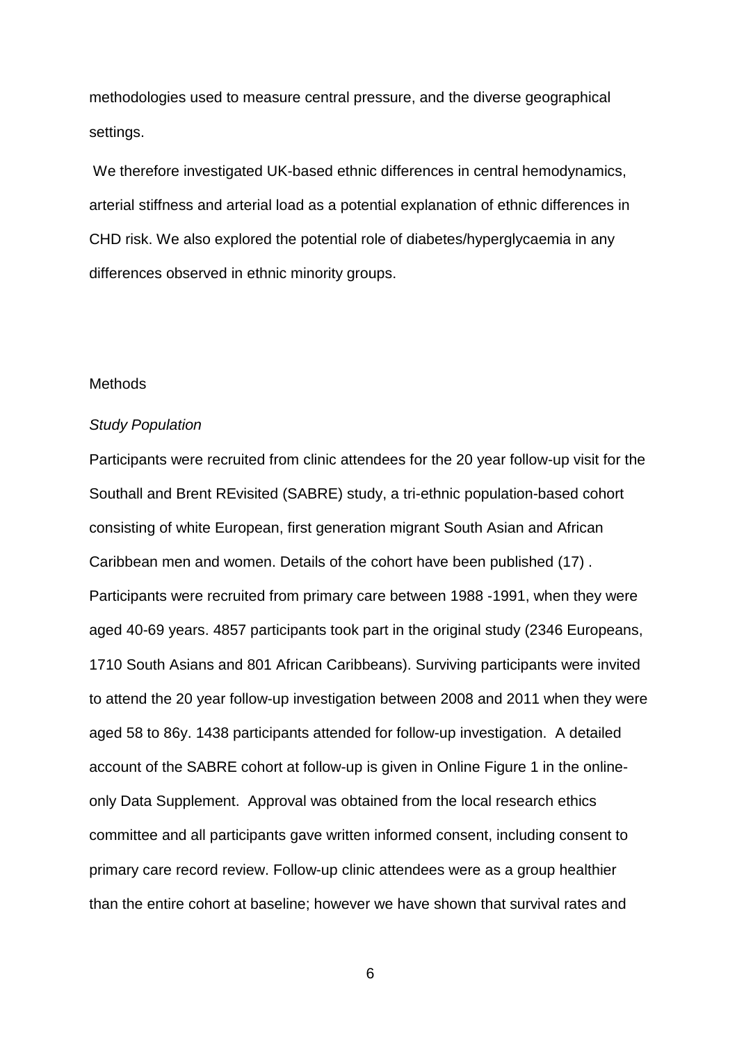methodologies used to measure central pressure, and the diverse geographical settings.

We therefore investigated UK-based ethnic differences in central hemodynamics, arterial stiffness and arterial load as a potential explanation of ethnic differences in CHD risk. We also explored the potential role of diabetes/hyperglycaemia in any differences observed in ethnic minority groups.

## Methods

### *Study Population*

Participants were recruited from clinic attendees for the 20 year follow-up visit for the Southall and Brent REvisited (SABRE) study, a tri-ethnic population-based cohort consisting of white European, first generation migrant South Asian and African Caribbean men and women. Details of the cohort have been published (17) . Participants were recruited from primary care between 1988 -1991, when they were aged 40-69 years. 4857 participants took part in the original study (2346 Europeans, 1710 South Asians and 801 African Caribbeans). Surviving participants were invited to attend the 20 year follow-up investigation between 2008 and 2011 when they were aged 58 to 86y. 1438 participants attended for follow-up investigation. A detailed account of the SABRE cohort at follow-up is given in Online Figure 1 in the online-only Data Supplement. Approval was obtained from the local research ethics committee and all participants gave written informed consent, including consent to primary care record review. Follow-up clinic attendees were as a group healthier than the entire cohort at baseline; however we have shown that survival rates and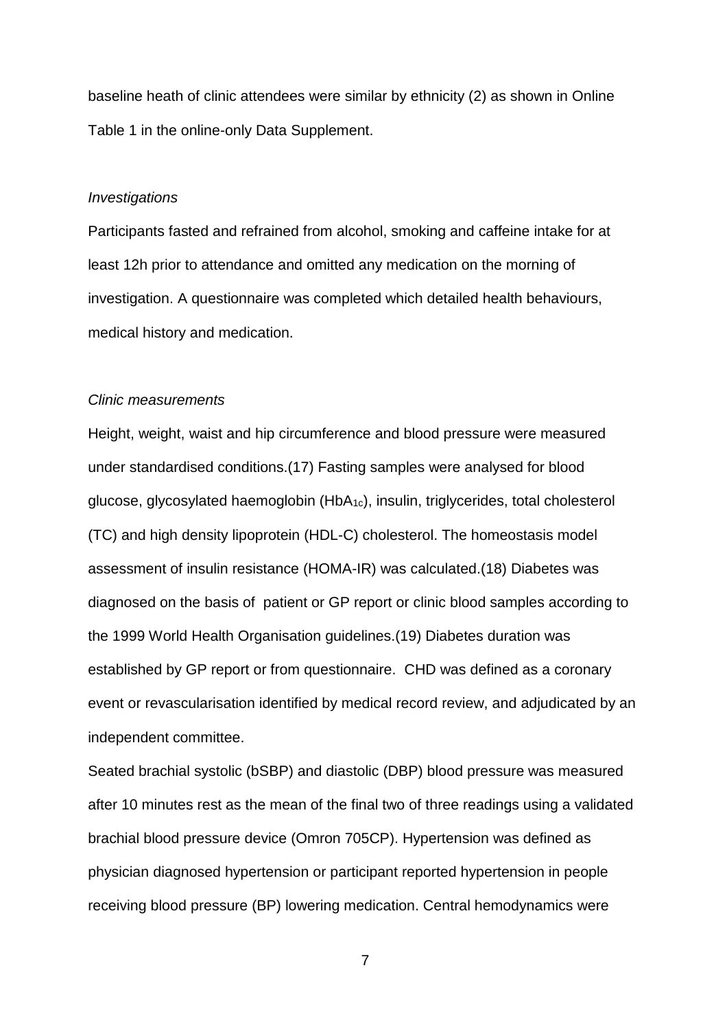baseline heath of clinic attendees were similar by ethnicity (2) as shown in Online Table 1 in the online-only Data Supplement.

*Investigations*

Participants fasted and refrained from alcohol, smoking and caffeine intake for at least 12h prior to attendance and omitted any medication on the morning of investigation. A questionnaire was completed which detailed health behaviours, medical history and medication.

*Clinic measurements*

Height, weight, waist and hip circumference and blood pressure were measured under standardised conditions.(17) Fasting samples were analysed for blood glucose, glycosylated haemoglobin ($HbA_{1c}$), insulin, triglycerides, total cholesterol (TC) and high density lipoprotein (HDL-C) cholesterol. The homeostasis model assessment of insulin resistance (HOMA-IR) was calculated.(18) Diabetes was diagnosed on the basis of patient or GP report or clinic blood samples according to the 1999 World Health Organisation guidelines.(19) Diabetes duration was established by GP report or from questionnaire. CHD was defined as a coronary event or revascularisation identified by medical record review, and adjudicated by an independent committee.

Seated brachial systolic (bSBP) and diastolic (DBP) blood pressure was measured after 10 minutes rest as the mean of the final two of three readings using a validated brachial blood pressure device (Omron 705CP). Hypertension was defined as physician diagnosed hypertension or participant reported hypertension in people receiving blood pressure (BP) lowering medication. Central hemodynamics were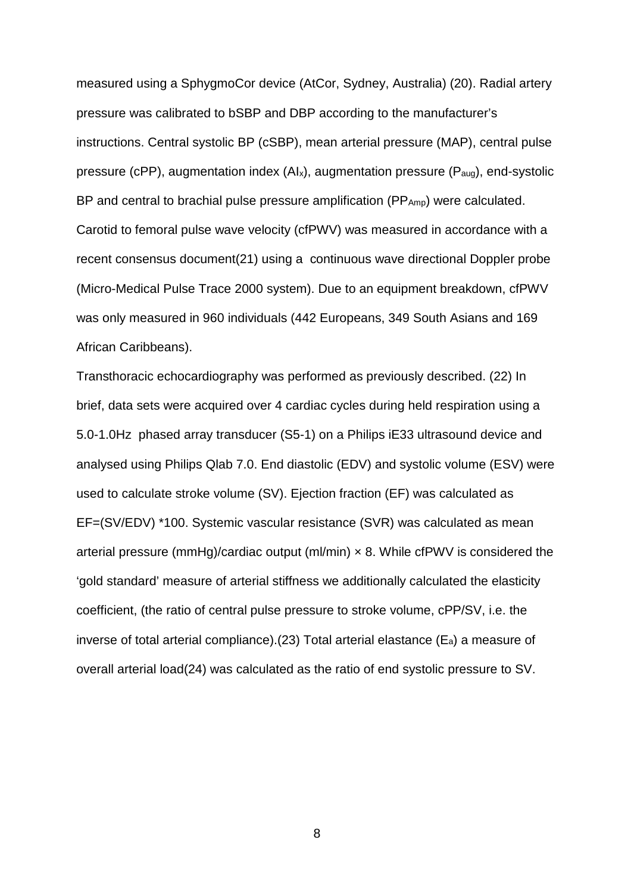measured using a SphygmoCor device (AtCor, Sydney, Australia) (20). Radial artery pressure was calibrated to bSBP and DBP according to the manufacturer's instructions. Central systolic BP (cSBP), mean arterial pressure (MAP), central pulse pressure (cPP), augmentation index ($AI_x$), augmentation pressure ($P_{aug}$), end-systolic BP and central to brachial pulse pressure amplification ($PP_{Amp}$) were calculated. Carotid to femoral pulse wave velocity (cfPWV) was measured in accordance with a recent consensus document(21) using a continuous wave directional Doppler probe (Micro-Medical Pulse Trace 2000 system). Due to an equipment breakdown, cfPWV was only measured in 960 individuals (442 Europeans, 349 South Asians and 169 African Caribbeans).

Transthoracic echocardiography was performed as previously described. (22) In brief, data sets were acquired over 4 cardiac cycles during held respiration using a 5.0-1.0Hz phased array transducer (S5-1) on a Philips iE33 ultrasound device and analysed using Philips Qlab 7.0. End diastolic (EDV) and systolic volume (ESV) were used to calculate stroke volume (SV). Ejection fraction (EF) was calculated as EF=(SV/EDV) *100. Systemic vascular resistance (SVR) was calculated as mean arterial pressure (mmHg)/cardiac output (ml/min) × 8. While cfPWV is considered the 'gold standard' measure of arterial stiffness we additionally calculated the elasticity coefficient, (the ratio of central pulse pressure to stroke volume, cPP/SV, i.e. the inverse of total arterial compliance).(23) Total arterial elastance ($E_a$) a measure of overall arterial load(24) was calculated as the ratio of end systolic pressure to SV.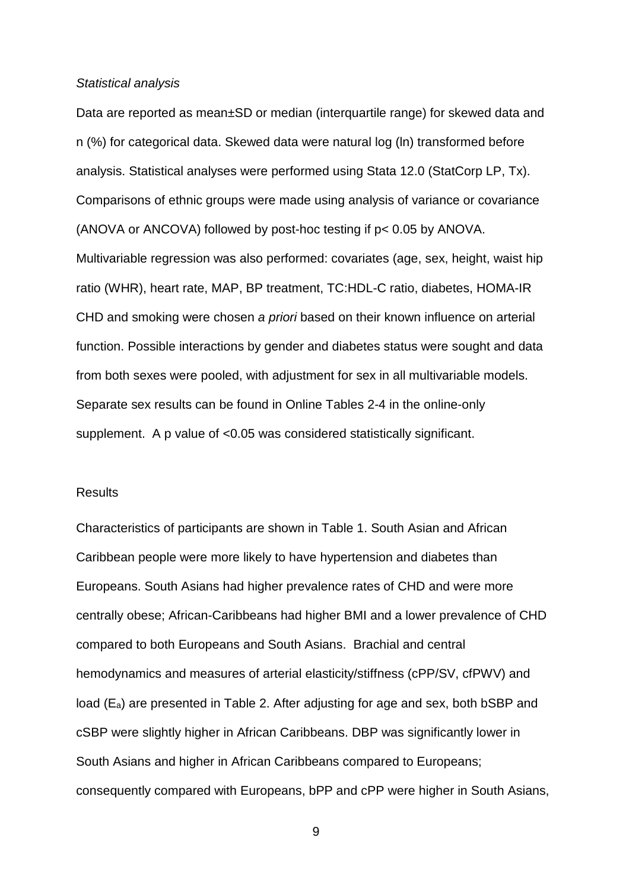*Statistical analysis*

Data are reported as mean±SD or median (interquartile range) for skewed data and n (%) for categorical data. Skewed data were natural log (ln) transformed before analysis. Statistical analyses were performed using Stata 12.0 (StatCorp LP, Tx). Comparisons of ethnic groups were made using analysis of variance or covariance (ANOVA or ANCOVA) followed by post-hoc testing if $p < 0.05$ by ANOVA. Multivariable regression was also performed: covariates (age, sex, height, waist hip ratio (WHR), heart rate, MAP, BP treatment, TC:HDL-C ratio, diabetes, HOMA-IR CHD and smoking were chosen *a priori* based on their known influence on arterial function. Possible interactions by gender and diabetes status were sought and data from both sexes were pooled, with adjustment for sex in all multivariable models. Separate sex results can be found in Online Tables 2-4 in the online-only supplement. A p value of <0.05 was considered statistically significant.

Results

Characteristics of participants are shown in Table 1. South Asian and African Caribbean people were more likely to have hypertension and diabetes than Europeans. South Asians had higher prevalence rates of CHD and were more centrally obese; African-Caribbeans had higher BMI and a lower prevalence of CHD compared to both Europeans and South Asians. Brachial and central hemodynamics and measures of arterial elasticity/stiffness (cPP/SV, cfPWV) and load ($E_a$) are presented in Table 2. After adjusting for age and sex, both bSBP and cSBP were slightly higher in African Caribbeans. DBP was significantly lower in South Asians and higher in African Caribbeans compared to Europeans; consequently compared with Europeans, bPP and cPP were higher in South Asians,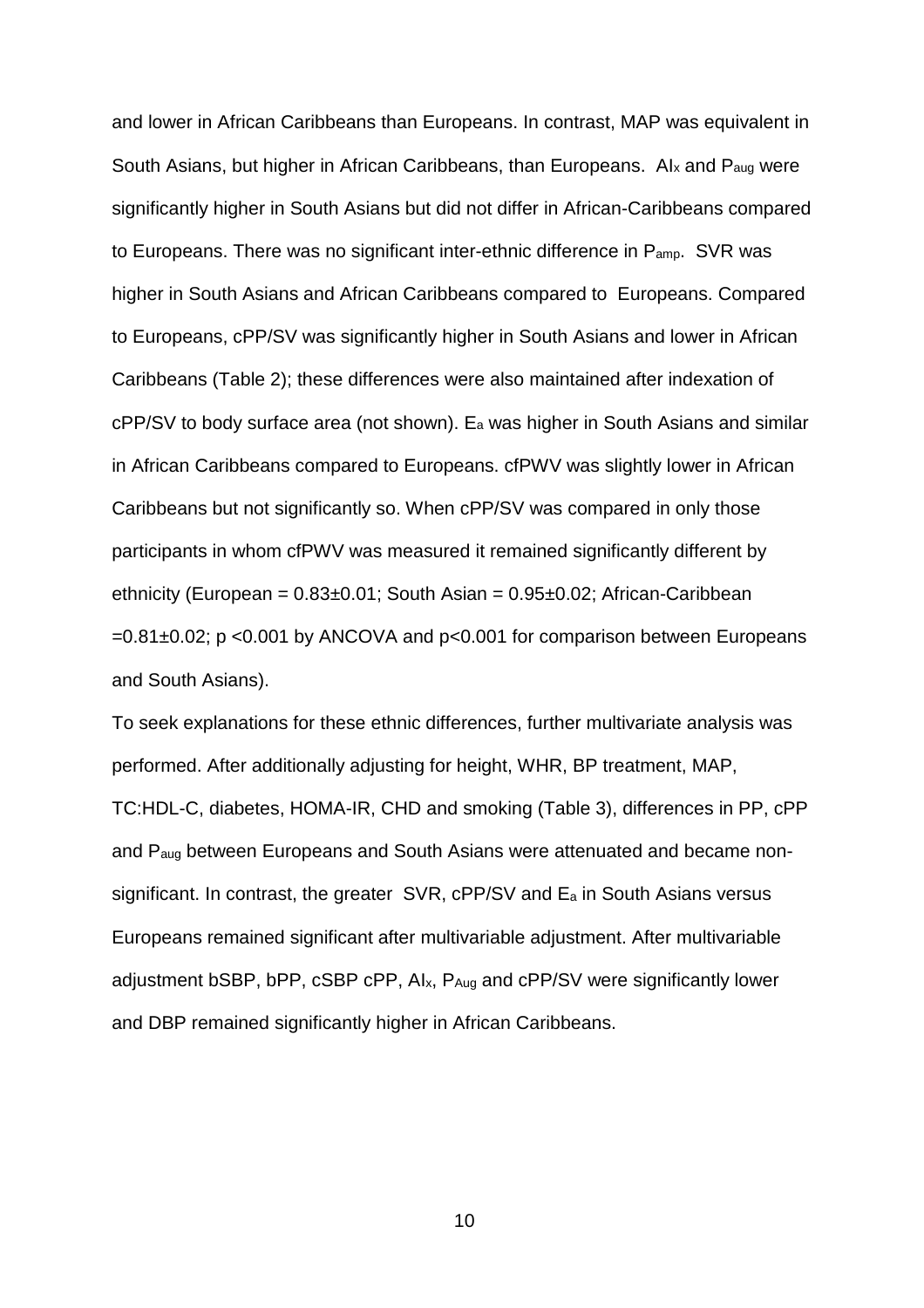and lower in African Caribbeans than Europeans. In contrast, MAP was equivalent in South Asians, but higher in African Caribbeans, than Europeans. $AI_x$ and $P_{aug}$ were significantly higher in South Asians but did not differ in African-Caribbeans compared to Europeans. There was no significant inter-ethnic difference in $P_{amp}$. SVR was higher in South Asians and African Caribbeans compared to Europeans. Compared to Europeans, cPP/SV was significantly higher in South Asians and lower in African Caribbeans (Table 2); these differences were also maintained after indexation of cPP/SV to body surface area (not shown). $E_a$ was higher in South Asians and similar in African Caribbeans compared to Europeans. cfPWV was slightly lower in African Caribbeans but not significantly so. When cPP/SV was compared in only those participants in whom cfPWV was measured it remained significantly different by ethnicity (European = 0.83±0.01; South Asian = 0.95±0.02; African-Caribbean =0.81±0.02; $p < 0.001$ by ANCOVA and $p<0.001$ for comparison between Europeans and South Asians).

To seek explanations for these ethnic differences, further multivariate analysis was performed. After additionally adjusting for height, WHR, BP treatment, MAP, TC:HDL-C, diabetes, HOMA-IR, CHD and smoking (Table 3), differences in PP, cPP and $P_{aug}$ between Europeans and South Asians were attenuated and became non-significant. In contrast, the greater SVR, cPP/SV and $E_a$ in South Asians versus Europeans remained significant after multivariable adjustment. After multivariable adjustment bSBP, bPP, cSBP cPP, $AI_x$, $P_{Aug}$ and cPP/SV were significantly lower and DBP remained significantly higher in African Caribbeans.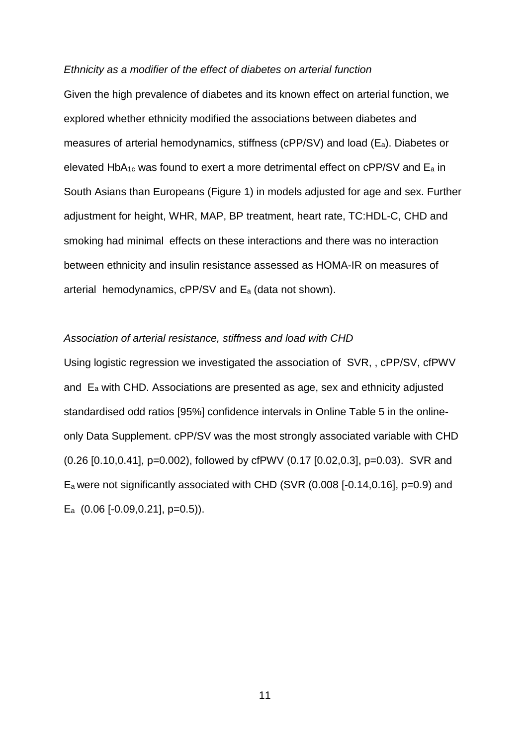*Ethnicity as a modifier of the effect of diabetes on arterial function*

Given the high prevalence of diabetes and its known effect on arterial function, we explored whether ethnicity modified the associations between diabetes and measures of arterial hemodynamics, stiffness (cPP/SV) and load ($E_a$). Diabetes or elevated $HbA_{1c}$ was found to exert a more detrimental effect on cPP/SV and $E_a$ in South Asians than Europeans (Figure 1) in models adjusted for age and sex. Further adjustment for height, WHR, MAP, BP treatment, heart rate, TC:HDL-C, CHD and smoking had minimal effects on these interactions and there was no interaction between ethnicity and insulin resistance assessed as HOMA-IR on measures of arterial hemodynamics, cPP/SV and $E_a$ (data not shown).

*Association of arterial resistance, stiffness and load with CHD*

Using logistic regression we investigated the association of SVR, , cPP/SV, cfPWV and $E_a$ with CHD. Associations are presented as age, sex and ethnicity adjusted standardised odd ratios [95%] confidence intervals in Online Table 5 in the online-only Data Supplement. cPP/SV was the most strongly associated variable with CHD (0.26 [0.10,0.41], p=0.002), followed by cfPWV (0.17 [0.02,0.3], p=0.03). SVR and $E_a$ were not significantly associated with CHD (SVR (0.008 [-0.14,0.16], p=0.9) and $E_a$ (0.06 [-0.09,0.21], p=0.5)).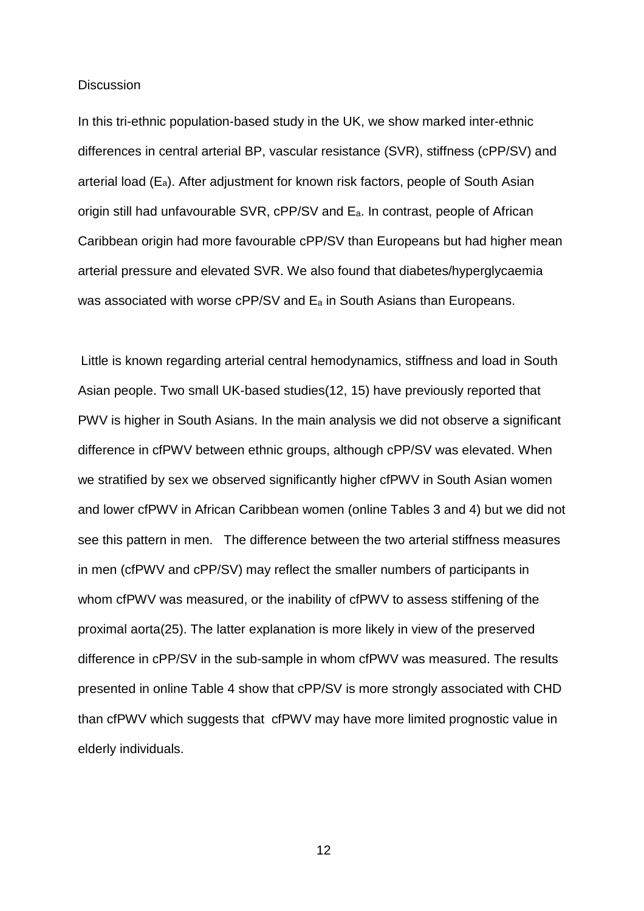## Discussion

In this tri-ethnic population-based study in the UK, we show marked inter-ethnic differences in central arterial BP, vascular resistance (SVR), stiffness (cPP/SV) and arterial load ($E_a$). After adjustment for known risk factors, people of South Asian origin still had unfavourable SVR, cPP/SV and $E_a$. In contrast, people of African Caribbean origin had more favourable cPP/SV than Europeans but had higher mean arterial pressure and elevated SVR. We also found that diabetes/hyperglycaemia was associated with worse cPP/SV and $E_a$ in South Asians than Europeans.

Little is known regarding arterial central hemodynamics, stiffness and load in South Asian people. Two small UK-based studies(12, 15) have previously reported that PWV is higher in South Asians. In the main analysis we did not observe a significant difference in cfPWV between ethnic groups, although cPP/SV was elevated. When we stratified by sex we observed significantly higher cfPWV in South Asian women and lower cfPWV in African Caribbean women (online Tables 3 and 4) but we did not see this pattern in men. The difference between the two arterial stiffness measures in men (cfPWV and cPP/SV) may reflect the smaller numbers of participants in whom cfPWV was measured, or the inability of cfPWV to assess stiffening of the proximal aorta(25). The latter explanation is more likely in view of the preserved difference in cPP/SV in the sub-sample in whom cfPWV was measured. The results presented in online Table 4 show that cPP/SV is more strongly associated with CHD than cfPWV which suggests that cfPWV may have more limited prognostic value in elderly individuals.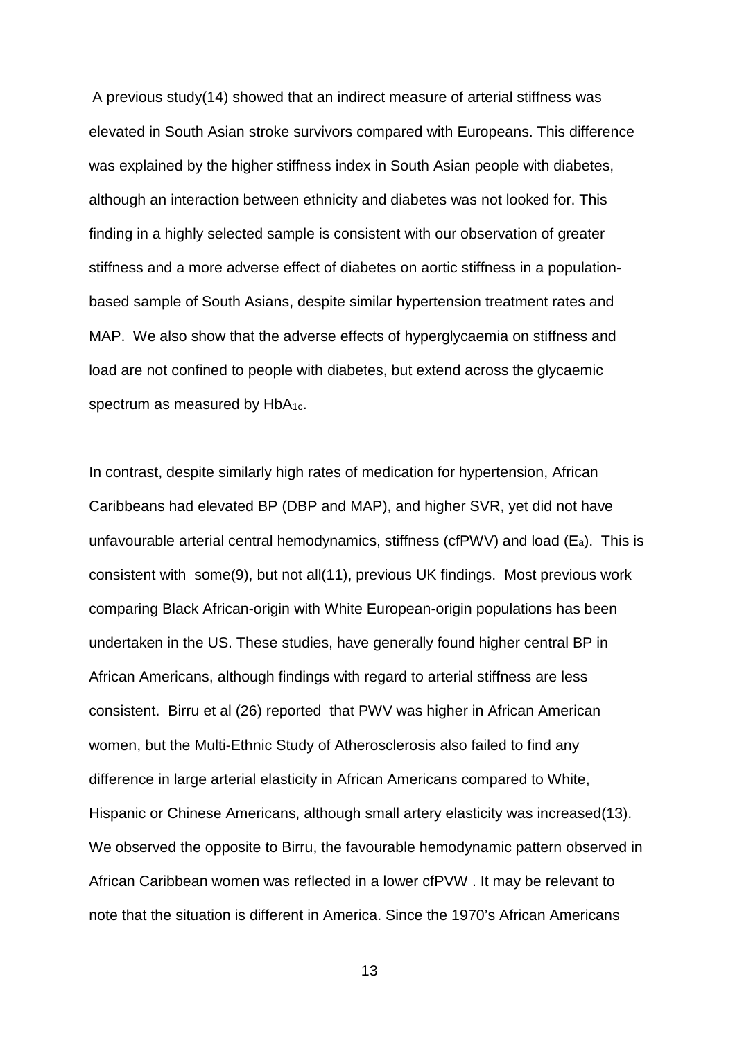A previous study(14) showed that an indirect measure of arterial stiffness was elevated in South Asian stroke survivors compared with Europeans. This difference was explained by the higher stiffness index in South Asian people with diabetes, although an interaction between ethnicity and diabetes was not looked for. This finding in a highly selected sample is consistent with our observation of greater stiffness and a more adverse effect of diabetes on aortic stiffness in a population-based sample of South Asians, despite similar hypertension treatment rates and MAP. We also show that the adverse effects of hyperglycaemia on stiffness and load are not confined to people with diabetes, but extend across the glycaemic spectrum as measured by $HbA_{1c}$.

In contrast, despite similarly high rates of medication for hypertension, African Caribbeans had elevated BP (DBP and MAP), and higher SVR, yet did not have unfavourable arterial central hemodynamics, stiffness (cfPWV) and load ($E_a$). This is consistent with some(9), but not all(11), previous UK findings. Most previous work comparing Black African-origin with White European-origin populations has been undertaken in the US. These studies, have generally found higher central BP in African Americans, although findings with regard to arterial stiffness are less consistent. Birru et al (26) reported that PWV was higher in African American women, but the Multi-Ethnic Study of Atherosclerosis also failed to find any difference in large arterial elasticity in African Americans compared to White, Hispanic or Chinese Americans, although small artery elasticity was increased(13). We observed the opposite to Birru, the favourable hemodynamic pattern observed in African Caribbean women was reflected in a lower cfPVW . It may be relevant to note that the situation is different in America. Since the 1970's African Americans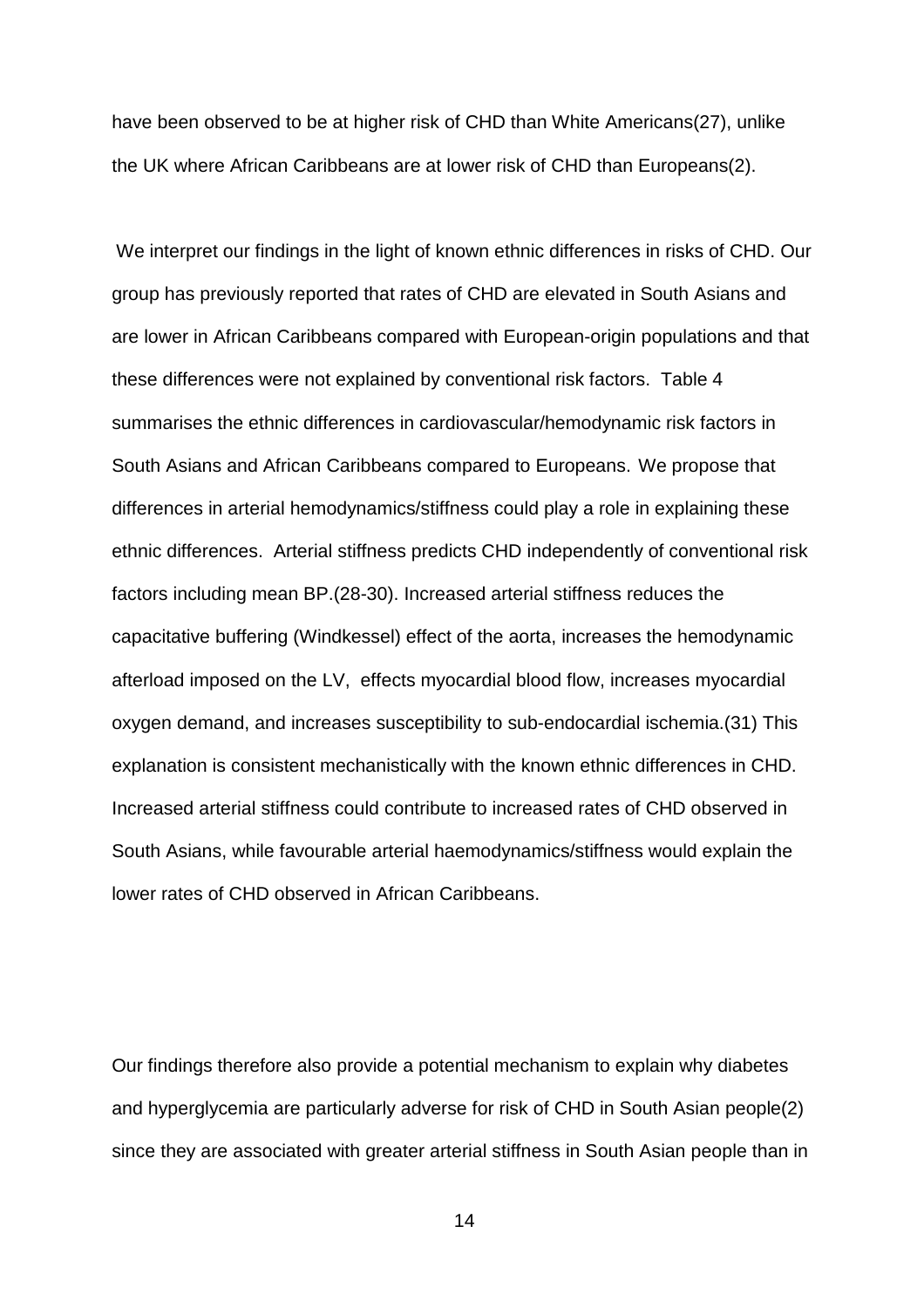have been observed to be at higher risk of CHD than White Americans(27), unlike the UK where African Caribbeans are at lower risk of CHD than Europeans(2).

We interpret our findings in the light of known ethnic differences in risks of CHD. Our group has previously reported that rates of CHD are elevated in South Asians and are lower in African Caribbeans compared with European-origin populations and that these differences were not explained by conventional risk factors. Table 4 summarises the ethnic differences in cardiovascular/hemodynamic risk factors in South Asians and African Caribbeans compared to Europeans. We propose that differences in arterial hemodynamics/stiffness could play a role in explaining these ethnic differences. Arterial stiffness predicts CHD independently of conventional risk factors including mean BP.(28-30). Increased arterial stiffness reduces the capacitative buffering (Windkessel) effect of the aorta, increases the hemodynamic afterload imposed on the LV, effects myocardial blood flow, increases myocardial oxygen demand, and increases susceptibility to sub-endocardial ischemia.(31) This explanation is consistent mechanistically with the known ethnic differences in CHD. Increased arterial stiffness could contribute to increased rates of CHD observed in South Asians, while favourable arterial haemodynamics/stiffness would explain the lower rates of CHD observed in African Caribbeans.

Our findings therefore also provide a potential mechanism to explain why diabetes and hyperglycemia are particularly adverse for risk of CHD in South Asian people(2) since they are associated with greater arterial stiffness in South Asian people than in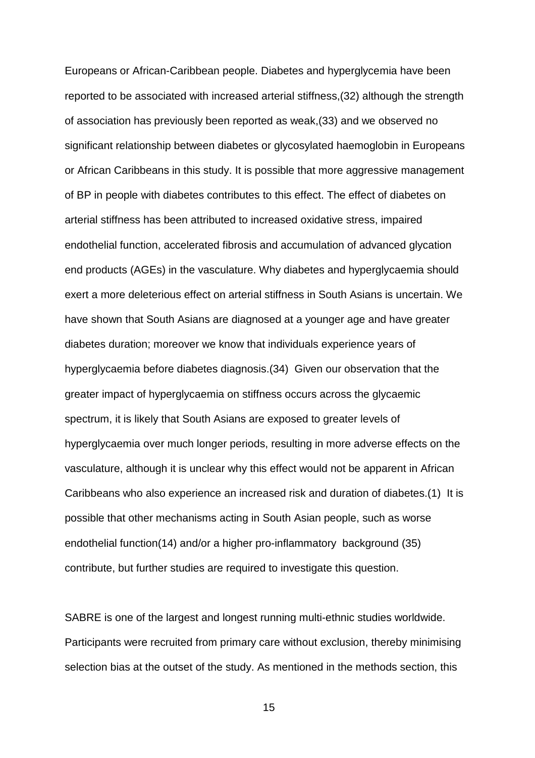Europeans or African-Caribbean people. Diabetes and hyperglycemia have been reported to be associated with increased arterial stiffness,(32) although the strength of association has previously been reported as weak,(33) and we observed no significant relationship between diabetes or glycosylated haemoglobin in Europeans or African Caribbeans in this study. It is possible that more aggressive management of BP in people with diabetes contributes to this effect. The effect of diabetes on arterial stiffness has been attributed to increased oxidative stress, impaired endothelial function, accelerated fibrosis and accumulation of advanced glycation end products (AGEs) in the vasculature. Why diabetes and hyperglycaemia should exert a more deleterious effect on arterial stiffness in South Asians is uncertain. We have shown that South Asians are diagnosed at a younger age and have greater diabetes duration; moreover we know that individuals experience years of hyperglycaemia before diabetes diagnosis.(34) Given our observation that the greater impact of hyperglycaemia on stiffness occurs across the glycaemic spectrum, it is likely that South Asians are exposed to greater levels of hyperglycaemia over much longer periods, resulting in more adverse effects on the vasculature, although it is unclear why this effect would not be apparent in African Caribbeans who also experience an increased risk and duration of diabetes.(1) It is possible that other mechanisms acting in South Asian people, such as worse endothelial function(14) and/or a higher pro-inflammatory background (35) contribute, but further studies are required to investigate this question.

SABRE is one of the largest and longest running multi-ethnic studies worldwide. Participants were recruited from primary care without exclusion, thereby minimising selection bias at the outset of the study. As mentioned in the methods section, this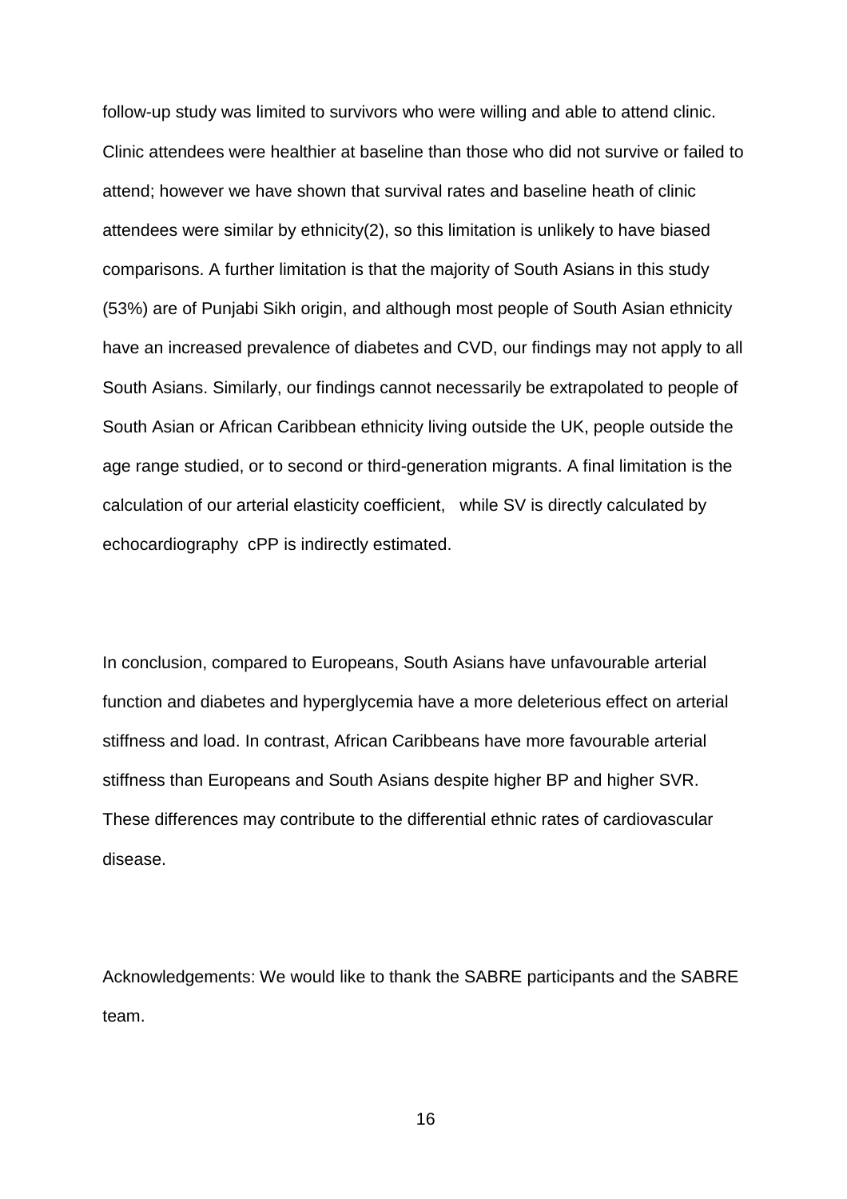follow-up study was limited to survivors who were willing and able to attend clinic. Clinic attendees were healthier at baseline than those who did not survive or failed to attend; however we have shown that survival rates and baseline heath of clinic attendees were similar by ethnicity(2), so this limitation is unlikely to have biased comparisons. A further limitation is that the majority of South Asians in this study (53%) are of Punjabi Sikh origin, and although most people of South Asian ethnicity have an increased prevalence of diabetes and CVD, our findings may not apply to all South Asians. Similarly, our findings cannot necessarily be extrapolated to people of South Asian or African Caribbean ethnicity living outside the UK, people outside the age range studied, or to second or third-generation migrants. A final limitation is the calculation of our arterial elasticity coefficient, while SV is directly calculated by echocardiography cPP is indirectly estimated.

In conclusion, compared to Europeans, South Asians have unfavourable arterial function and diabetes and hyperglycemia have a more deleterious effect on arterial stiffness and load. In contrast, African Caribbeans have more favourable arterial stiffness than Europeans and South Asians despite higher BP and higher SVR. These differences may contribute to the differential ethnic rates of cardiovascular disease.

Acknowledgements: We would like to thank the SABRE participants and the SABRE team.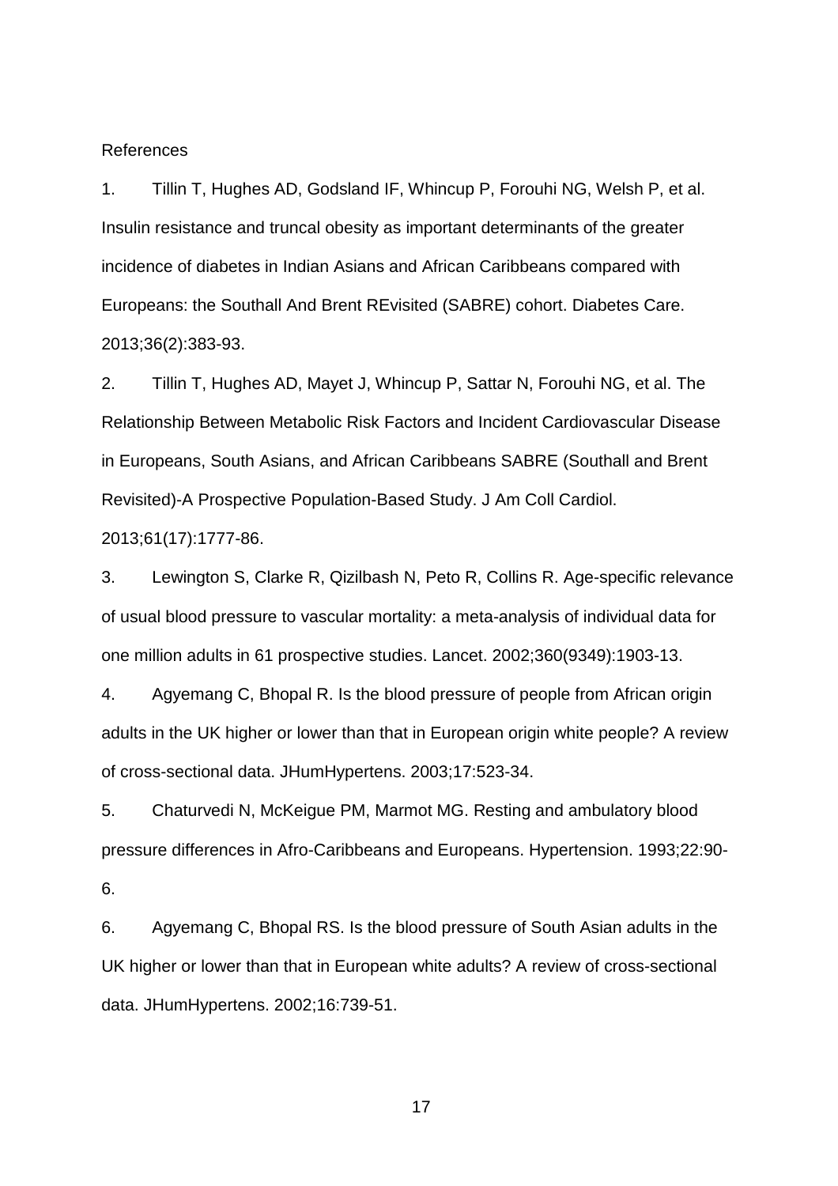References

1. Tillin T, Hughes AD, Godsland IF, Whincup P, Forouhi NG, Welsh P, et al. Insulin resistance and truncal obesity as important determinants of the greater incidence of diabetes in Indian Asians and African Caribbeans compared with Europeans: the Southall And Brent REvisited (SABRE) cohort. Diabetes Care. 2013;36(2):383-93.

2. Tillin T, Hughes AD, Mayet J, Whincup P, Sattar N, Forouhi NG, et al. The Relationship Between Metabolic Risk Factors and Incident Cardiovascular Disease in Europeans, South Asians, and African Caribbeans SABRE (Southall and Brent Revisited)-A Prospective Population-Based Study. J Am Coll Cardiol. 2013;61(17):1777-86.

3. Lewington S, Clarke R, Qizilbash N, Peto R, Collins R. Age-specific relevance of usual blood pressure to vascular mortality: a meta-analysis of individual data for one million adults in 61 prospective studies. Lancet. 2002;360(9349):1903-13.

4. Agyemang C, Bhopal R. Is the blood pressure of people from African origin adults in the UK higher or lower than that in European origin white people? A review of cross-sectional data. JHumHypertens. 2003;17:523-34.

5. Chaturvedi N, McKeigue PM, Marmot MG. Resting and ambulatory blood pressure differences in Afro-Caribbeans and Europeans. Hypertension. 1993;22:90-6.

6. Agyemang C, Bhopal RS. Is the blood pressure of South Asian adults in the UK higher or lower than that in European white adults? A review of cross-sectional data. JHumHypertens. 2002;16:739-51.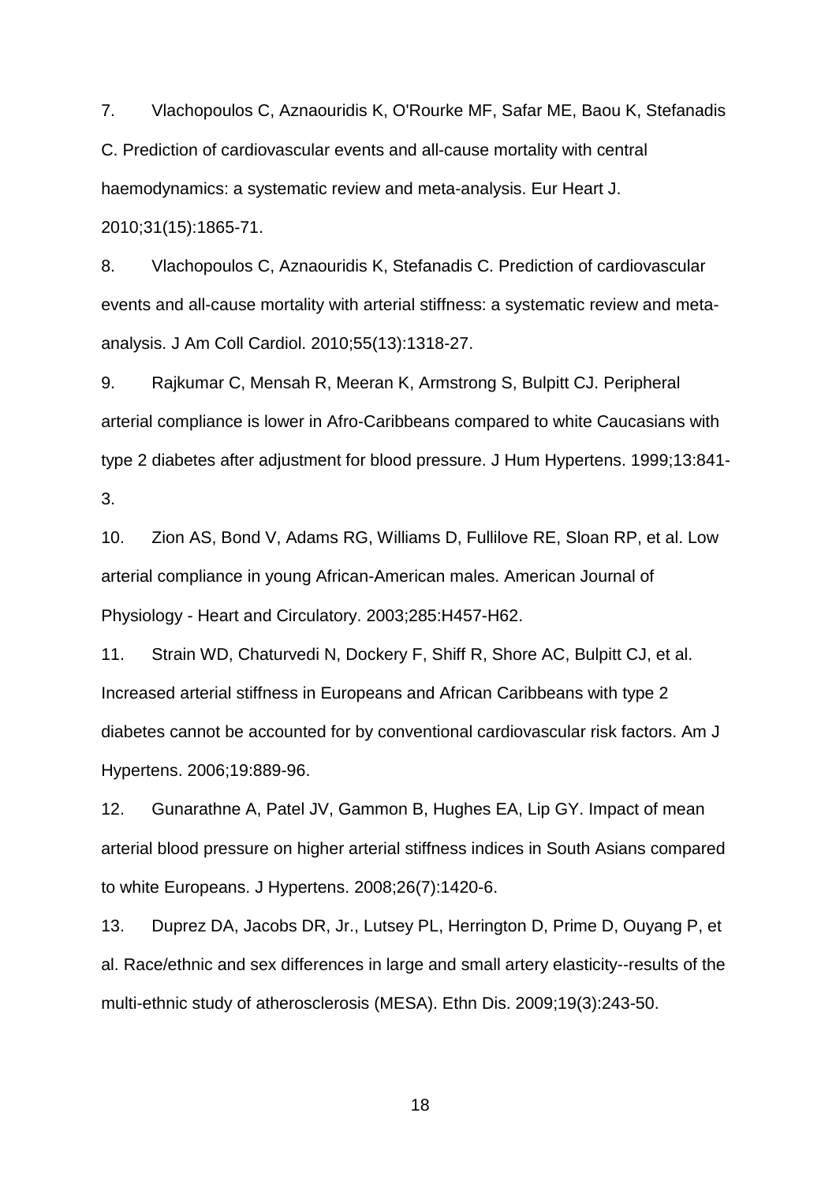7. Vlachopoulos C, Aznaouridis K, O'Rourke MF, Safar ME, Baou K, Stefanadis C. Prediction of cardiovascular events and all-cause mortality with central haemodynamics: a systematic review and meta-analysis. Eur Heart J. 2010;31(15):1865-71.

8. Vlachopoulos C, Aznaouridis K, Stefanadis C. Prediction of cardiovascular events and all-cause mortality with arterial stiffness: a systematic review and meta-analysis. J Am Coll Cardiol. 2010;55(13):1318-27.

9. Rajkumar C, Mensah R, Meeran K, Armstrong S, Bulpitt CJ. Peripheral arterial compliance is lower in Afro-Caribbeans compared to white Caucasians with type 2 diabetes after adjustment for blood pressure. J Hum Hypertens. 1999;13:841-3.

10. Zion AS, Bond V, Adams RG, Williams D, Fullilove RE, Sloan RP, et al. Low arterial compliance in young African-American males. American Journal of Physiology - Heart and Circulatory. 2003;285:H457-H62.

11. Strain WD, Chaturvedi N, Dockery F, Shiff R, Shore AC, Bulpitt CJ, et al. Increased arterial stiffness in Europeans and African Caribbeans with type 2 diabetes cannot be accounted for by conventional cardiovascular risk factors. Am J Hypertens. 2006;19:889-96.

12. Gunarathne A, Patel JV, Gammon B, Hughes EA, Lip GY. Impact of mean arterial blood pressure on higher arterial stiffness indices in South Asians compared to white Europeans. J Hypertens. 2008;26(7):1420-6.

13. Duprez DA, Jacobs DR, Jr., Lutsey PL, Herrington D, Prime D, Ouyang P, et al. Race/ethnic and sex differences in large and small artery elasticity--results of the multi-ethnic study of atherosclerosis (MESA). Ethn Dis. 2009;19(3):243-50.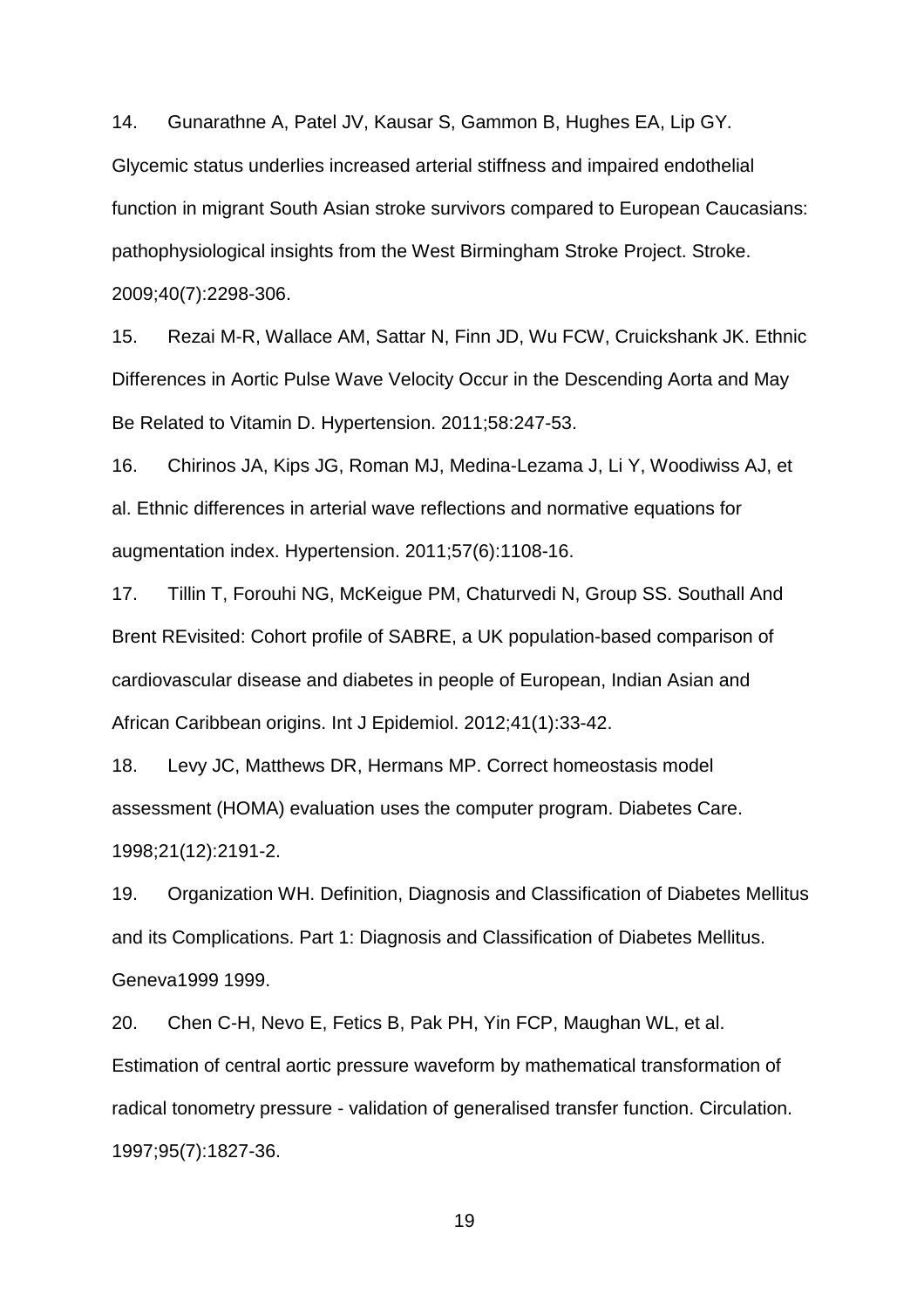14. Gunarathne A, Patel JV, Kausar S, Gammon B, Hughes EA, Lip GY. Glycemic status underlies increased arterial stiffness and impaired endothelial function in migrant South Asian stroke survivors compared to European Caucasians: pathophysiological insights from the West Birmingham Stroke Project. Stroke. 2009;40(7):2298-306.

15. Rezai M-R, Wallace AM, Sattar N, Finn JD, Wu FCW, Cruickshank JK. Ethnic Differences in Aortic Pulse Wave Velocity Occur in the Descending Aorta and May Be Related to Vitamin D. Hypertension. 2011;58:247-53.

16. Chirinos JA, Kips JG, Roman MJ, Medina-Lezama J, Li Y, Woodiwiss AJ, et al. Ethnic differences in arterial wave reflections and normative equations for augmentation index. Hypertension. 2011;57(6):1108-16.

17. Tillin T, Forouhi NG, McKeigue PM, Chaturvedi N, Group SS. Southall And Brent REvisited: Cohort profile of SABRE, a UK population-based comparison of cardiovascular disease and diabetes in people of European, Indian Asian and African Caribbean origins. Int J Epidemiol. 2012;41(1):33-42.

18. Levy JC, Matthews DR, Hermans MP. Correct homeostasis model assessment (HOMA) evaluation uses the computer program. Diabetes Care. 1998;21(12):2191-2.

19. Organization WH. Definition, Diagnosis and Classification of Diabetes Mellitus and its Complications. Part 1: Diagnosis and Classification of Diabetes Mellitus. Geneva1999 1999.

20. Chen C-H, Nevo E, Fetics B, Pak PH, Yin FCP, Maughan WL, et al. Estimation of central aortic pressure waveform by mathematical transformation of radical tonometry pressure - validation of generalised transfer function. Circulation. 1997;95(7):1827-36.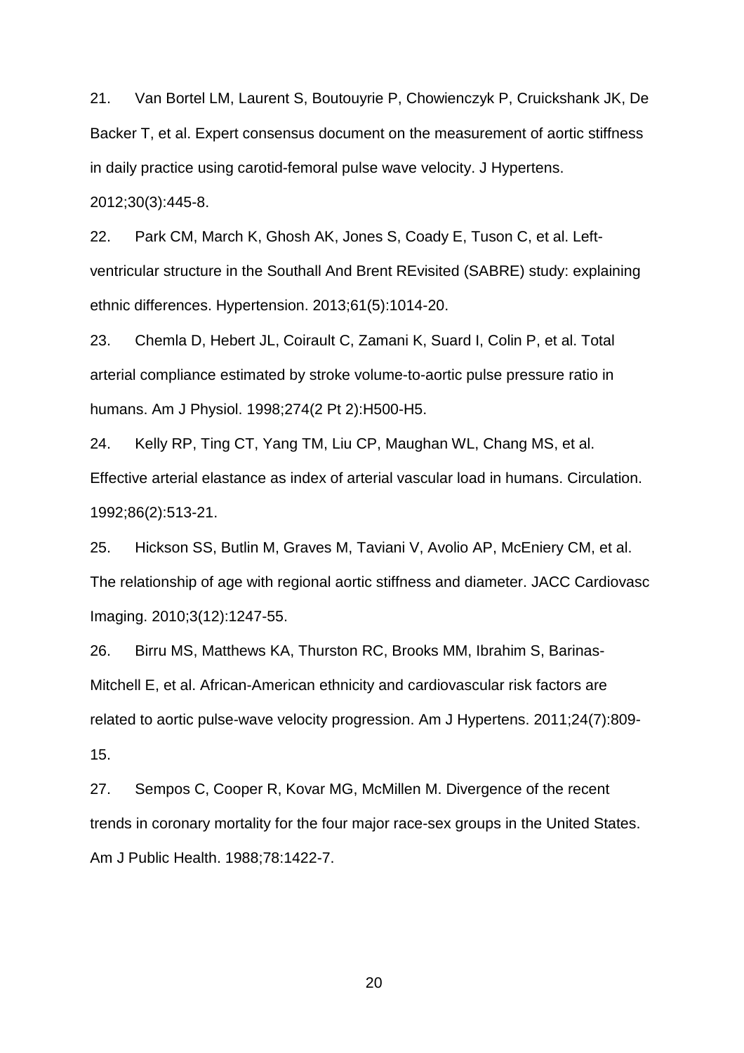21. Van Bortel LM, Laurent S, Boutouyrie P, Chowienczyk P, Cruickshank JK, De Backer T, et al. Expert consensus document on the measurement of aortic stiffness in daily practice using carotid-femoral pulse wave velocity. J Hypertens. 2012;30(3):445-8.

22. Park CM, March K, Ghosh AK, Jones S, Coady E, Tuson C, et al. Left-ventricular structure in the Southall And Brent REvisited (SABRE) study: explaining ethnic differences. Hypertension. 2013;61(5):1014-20.

23. Chemla D, Hebert JL, Coirault C, Zamani K, Suard I, Colin P, et al. Total arterial compliance estimated by stroke volume-to-aortic pulse pressure ratio in humans. Am J Physiol. 1998;274(2 Pt 2):H500-H5.

24. Kelly RP, Ting CT, Yang TM, Liu CP, Maughan WL, Chang MS, et al. Effective arterial elastance as index of arterial vascular load in humans. Circulation. 1992;86(2):513-21.

25. Hickson SS, Butlin M, Graves M, Taviani V, Avolio AP, McEniery CM, et al. The relationship of age with regional aortic stiffness and diameter. JACC Cardiovasc Imaging. 2010;3(12):1247-55.

26. Birru MS, Matthews KA, Thurston RC, Brooks MM, Ibrahim S, Barinas-Mitchell E, et al. African-American ethnicity and cardiovascular risk factors are related to aortic pulse-wave velocity progression. Am J Hypertens. 2011;24(7):809-15.

27. Sempos C, Cooper R, Kovar MG, McMillen M. Divergence of the recent trends in coronary mortality for the four major race-sex groups in the United States. Am J Public Health. 1988;78:1422-7.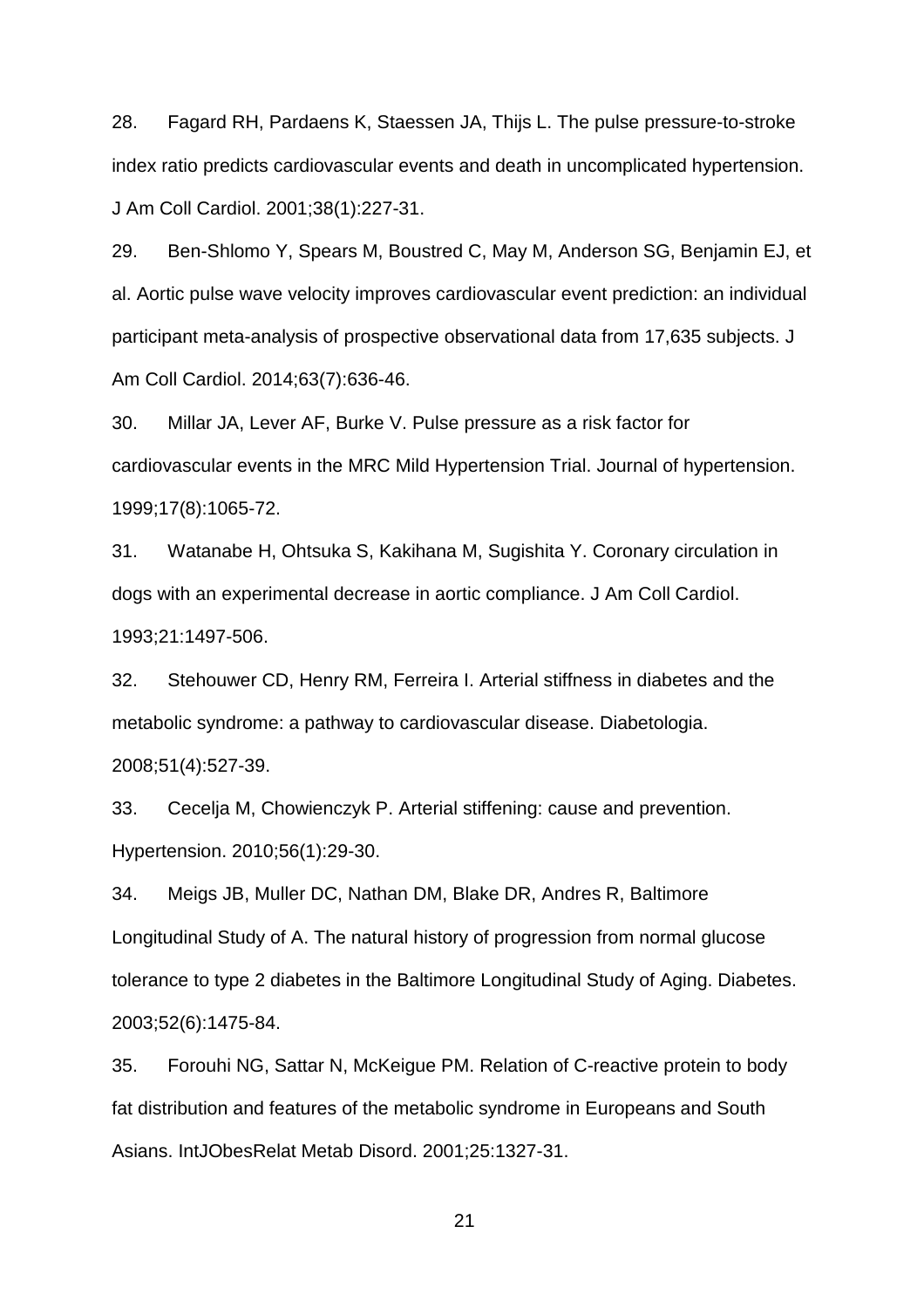28. Fagard RH, Pardaens K, Staessen JA, Thijs L. The pulse pressure-to-stroke index ratio predicts cardiovascular events and death in uncomplicated hypertension. J Am Coll Cardiol. 2001;38(1):227-31.

29. Ben-Shlomo Y, Spears M, Boustred C, May M, Anderson SG, Benjamin EJ, et al. Aortic pulse wave velocity improves cardiovascular event prediction: an individual participant meta-analysis of prospective observational data from 17,635 subjects. J Am Coll Cardiol. 2014;63(7):636-46.

30. Millar JA, Lever AF, Burke V. Pulse pressure as a risk factor for cardiovascular events in the MRC Mild Hypertension Trial. Journal of hypertension. 1999;17(8):1065-72.

31. Watanabe H, Ohtsuka S, Kakihana M, Sugishita Y. Coronary circulation in dogs with an experimental decrease in aortic compliance. J Am Coll Cardiol. 1993;21:1497-506.

32. Stehouwer CD, Henry RM, Ferreira I. Arterial stiffness in diabetes and the metabolic syndrome: a pathway to cardiovascular disease. Diabetologia. 2008;51(4):527-39.

33. Cecelja M, Chowienczyk P. Arterial stiffening: cause and prevention. Hypertension. 2010;56(1):29-30.

34. Meigs JB, Muller DC, Nathan DM, Blake DR, Andres R, Baltimore Longitudinal Study of A. The natural history of progression from normal glucose tolerance to type 2 diabetes in the Baltimore Longitudinal Study of Aging. Diabetes. 2003;52(6):1475-84.

35. Forouhi NG, Sattar N, McKeigue PM. Relation of C-reactive protein to body fat distribution and features of the metabolic syndrome in Europeans and South Asians. IntJObesRelat Metab Disord. 2001;25:1327-31.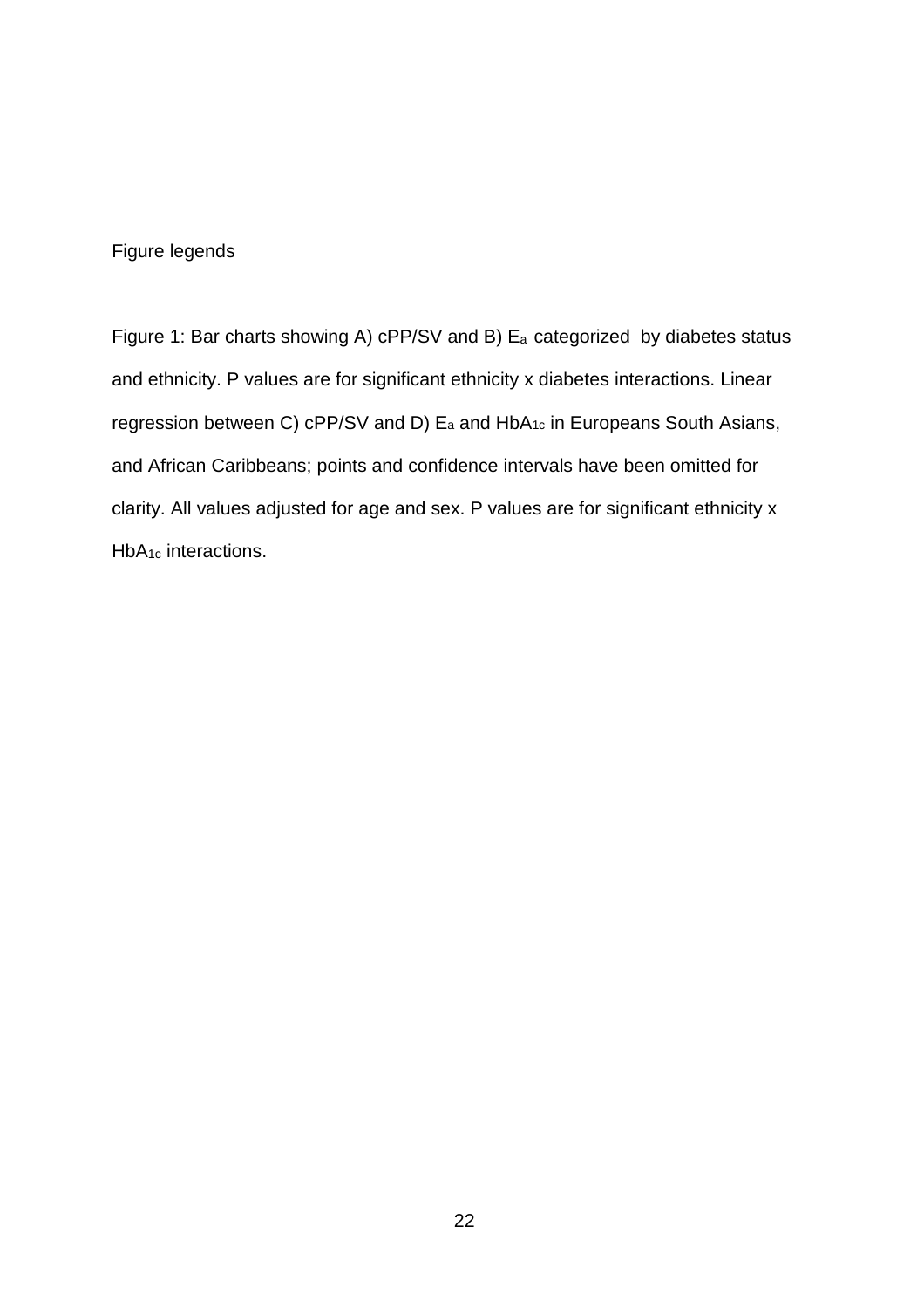Figure legends

Figure 1: Bar charts showing A) cPP/SV and B) $E_a$ categorized by diabetes status and ethnicity. P values are for significant ethnicity x diabetes interactions. Linear regression between C) cPP/SV and D) $E_a$ and $HbA_{1c}$ in Europeans South Asians, and African Caribbeans; points and confidence intervals have been omitted for clarity. All values adjusted for age and sex. P values are for significant ethnicity x $HbA_{1c}$ interactions.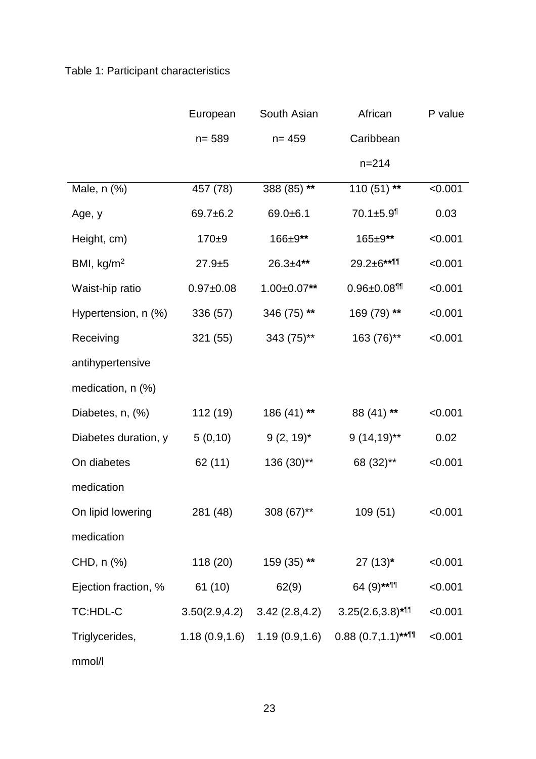Table 1: Participant characteristics

| | European n= 589 | South Asian n= 459 | African Caribbean n=214 | P value |
|---|---|---|---|---|
| Male, n (%) | 457 (78) | 388 (85) ** | 110 (51) ** | <0.001 |
| Age, y | 69.7±6.2 | 69.0±6.1 | 70.1±5.9¶ | 0.03 |
| Height, cm) | 170±9 | 166±9** | 165±9** | <0.001 |
| BMI, kg/m$^2$ | 27.9±5 | 26.3±4** | 29.2±6**¶¶ | <0.001 |
| Waist-hip ratio | 0.97±0.08 | 1.00±0.07** | 0.96±0.08¶¶ | <0.001 |
| Hypertension, n (%) | 336 (57) | 346 (75) ** | 169 (79) ** | <0.001 |
| Receiving antihypertensive medication, n (%) | 321 (55) | 343 (75)** | 163 (76)** | <0.001 |
| Diabetes, n, (%) | 112 (19) | 186 (41) ** | 88 (41) ** | <0.001 |
| Diabetes duration, y | 5 (0,10) | 9 (2, 19)* | 9 (14,19)** | 0.02 |
| On diabetes medication | 62 (11) | 136 (30)** | 68 (32)** | <0.001 |
| On lipid lowering medication | 281 (48) | 308 (67)** | 109 (51) | <0.001 |
| CHD, n (%) | 118 (20) | 159 (35) ** | 27 (13)* | <0.001 |
| Ejection fraction, % | 61 (10) | 62(9) | 64 (9)**¶¶ | <0.001 |
| TC:HDL-C | 3.50(2.9,4.2) | 3.42 (2.8,4.2) | 3.25(2.6,3.8)*¶¶ | <0.001 |
| Triglycerides, mmol/l | 1.18 (0.9,1.6) | 1.19 (0.9,1.6) | 0.88 (0.7,1.1)**¶¶ | <0.001 |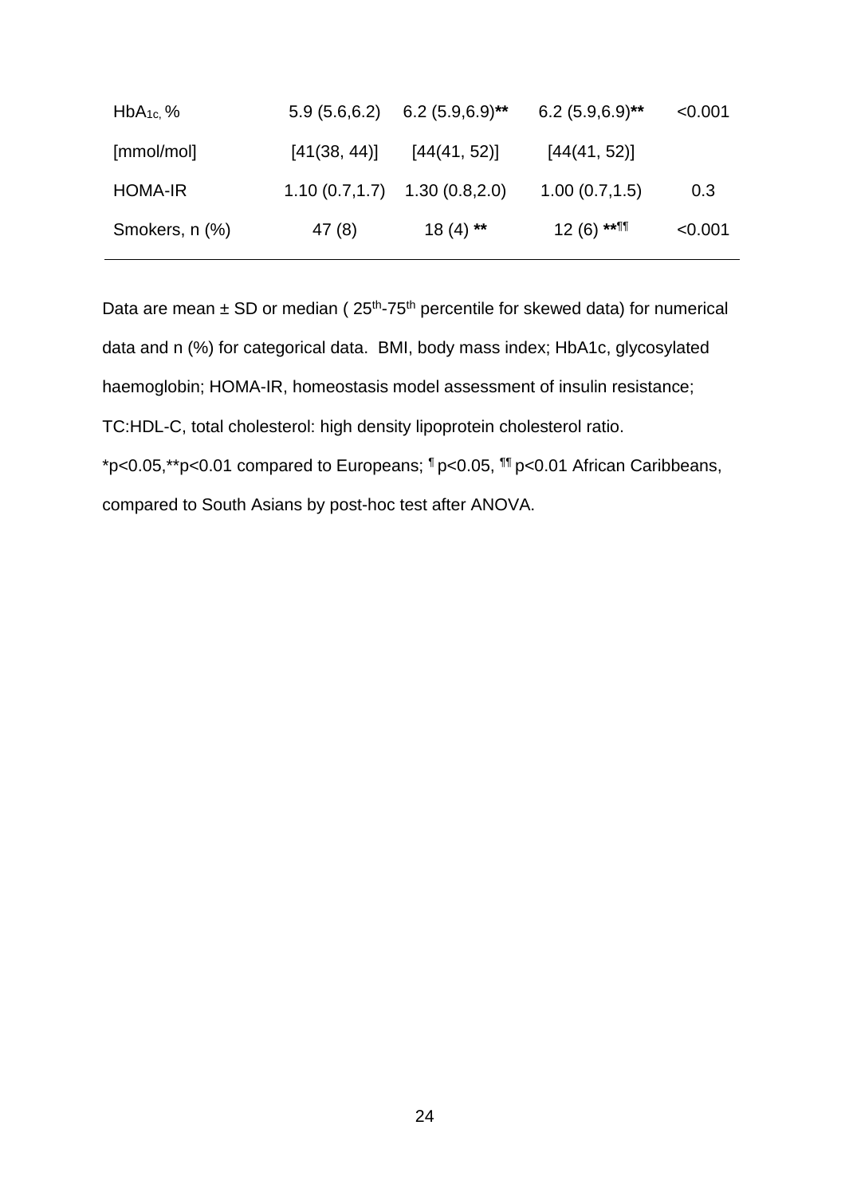| | | | | |
|---|---|---|---|---|
| $HbA_{1c}$, % | 5.9 (5.6,6.2) | 6.2 (5.9,6.9)** | 6.2 (5.9,6.9)** | <0.001 |
| [mmol/mol] | [41(38, 44)] | [44(41, 52)] | [44(41, 52)] | |
| HOMA-IR | 1.10 (0.7,1.7) | 1.30 (0.8,2.0) | 1.00 (0.7,1.5) | 0.3 |
| Smokers, n (%) | 47 (8) | 18 (4) ** | 12 (6) **¶¶ | <0.001 |

Data are mean ± SD or median ( 25th-75th percentile for skewed data) for numerical data and n (%) for categorical data. BMI, body mass index; HbA1c, glycosylated haemoglobin; HOMA-IR, homeostasis model assessment of insulin resistance; TC:HDL-C, total cholesterol: high density lipoprotein cholesterol ratio.

*p<0.05,**p<0.01 compared to Europeans; ¶ p<0.05, ¶¶ p<0.01 African Caribbeans, compared to South Asians by post-hoc test after ANOVA.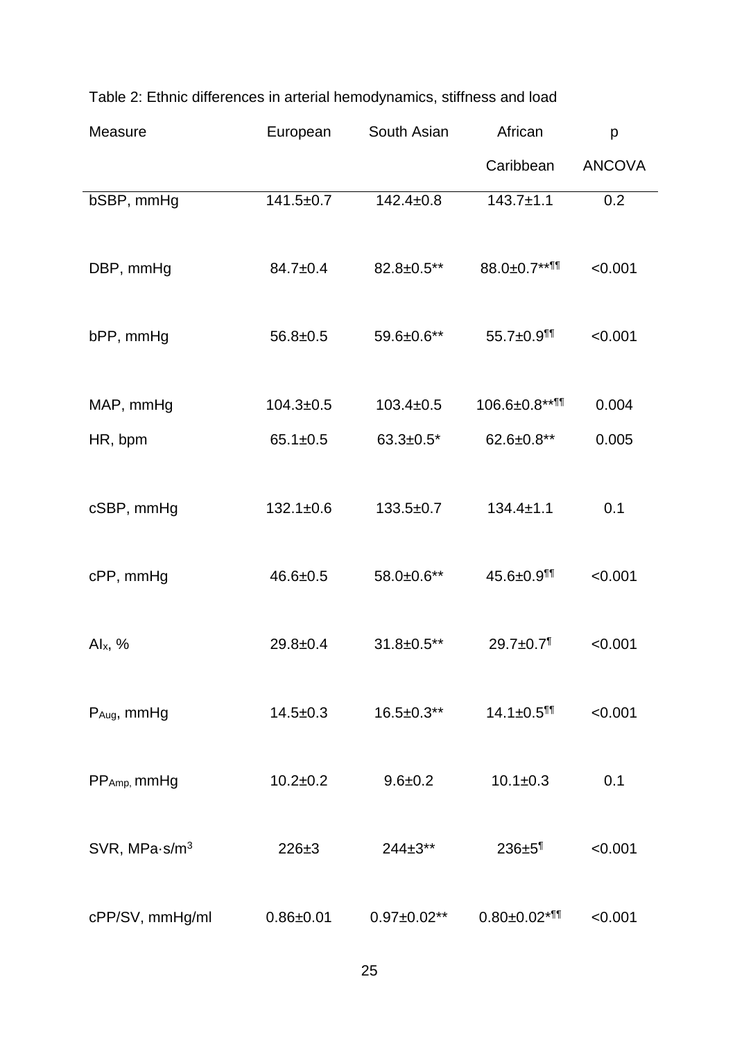Table 2: Ethnic differences in arterial hemodynamics, stiffness and load

| Measure | European | South Asian | African Caribbean | p ANCOVA |
|---|---|---|---|---|
| bSBP, mmHg | 141.5±0.7 | 142.4±0.8 | 143.7±1.1 | 0.2 |
| DBP, mmHg | 84.7±0.4 | 82.8±0.5** | 88.0±0.7**¶¶ | <0.001 |
| bPP, mmHg | 56.8±0.5 | 59.6±0.6** | 55.7±0.9¶¶ | <0.001 |
| MAP, mmHg | 104.3±0.5 | 103.4±0.5 | 106.6±0.8**¶¶ | 0.004 |
| HR, bpm | 65.1±0.5 | 63.3±0.5* | 62.6±0.8** | 0.005 |
| cSBP, mmHg | 132.1±0.6 | 133.5±0.7 | 134.4±1.1 | 0.1 |
| cPP, mmHg | 46.6±0.5 | 58.0±0.6** | 45.6±0.9¶¶ | <0.001 |
| $AI_x$, % | 29.8±0.4 | 31.8±0.5** | 29.7±0.7¶ | <0.001 |
| $P_{Aug}$, mmHg | 14.5±0.3 | 16.5±0.3** | 14.1±0.5¶¶ | <0.001 |
| $PP_{Amp}$, mmHg | 10.2±0.2 | 9.6±0.2 | 10.1±0.3 | 0.1 |
| SVR, MPa·s/$m^3$ | 226±3 | 244±3** | 236±5¶ | <0.001 |
| cPP/SV, mmHg/ml | 0.86±0.01 | 0.97±0.02** | 0.80±0.02*¶¶ | <0.001 |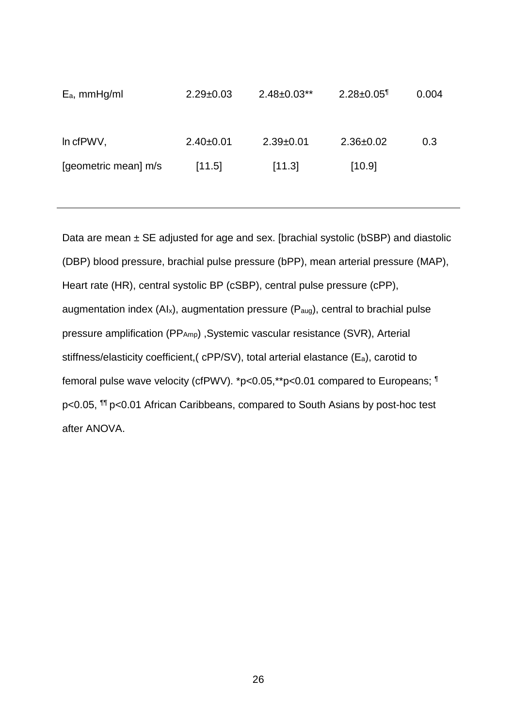| | | | | |
|---|---|---|---|---|
| $E_a$, mmHg/ml | 2.29±0.03 | 2.48±0.03** | 2.28±0.05¶ | 0.004 |
| ln cfPWV, | 2.40±0.01 | 2.39±0.01 | 2.36±0.02 | 0.3 |
| [geometric mean] m/s | [11.5] | [11.3] | [10.9] | |

Data are mean ± SE adjusted for age and sex. [brachial systolic (bSBP) and diastolic (DBP) blood pressure, brachial pulse pressure (bPP), mean arterial pressure (MAP), Heart rate (HR), central systolic BP (cSBP), central pulse pressure (cPP), augmentation index ($AI_x$), augmentation pressure ($P_{aug}$), central to brachial pulse pressure amplification ($PP_{Amp}$) ,Systemic vascular resistance (SVR), Arterial stiffness/elasticity coefficient,( cPP/SV), total arterial elastance ($E_a$), carotid to femoral pulse wave velocity (cfPWV). *p<0.05,**p<0.01 compared to Europeans; ¶ p<0.05, ¶¶ p<0.01 African Caribbeans, compared to South Asians by post-hoc test after ANOVA.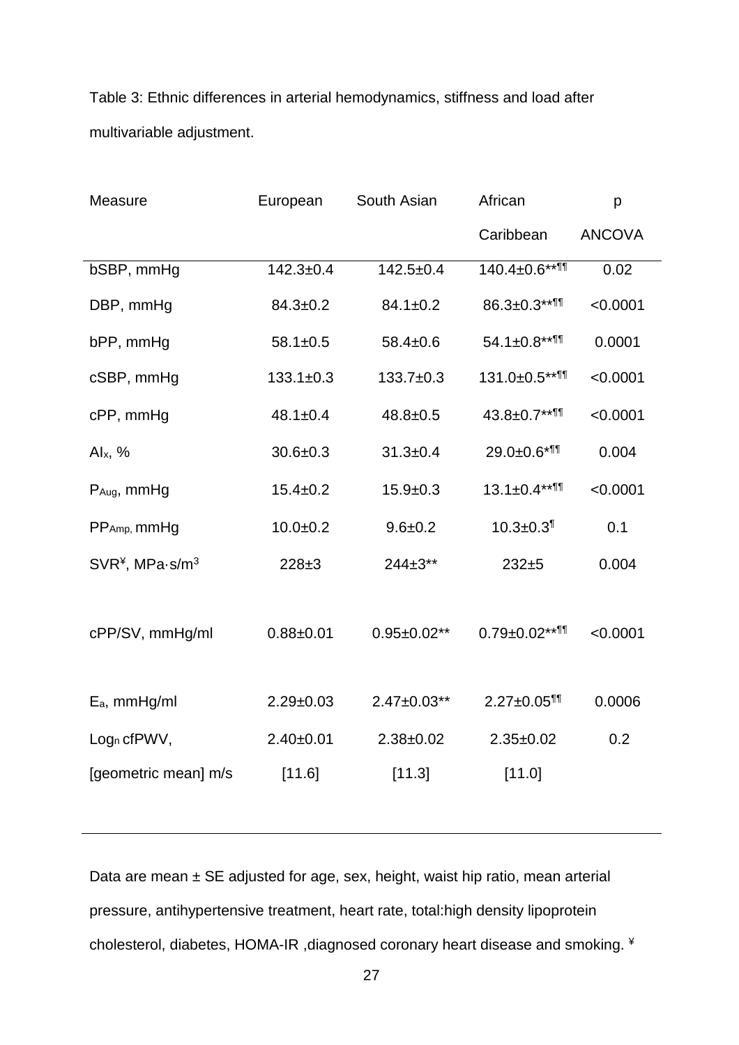Table 3: Ethnic differences in arterial hemodynamics, stiffness and load after multivariable adjustment.

| Measure | European | South Asian | African Caribbean | p ANCOVA |
| --- | --- | --- | --- | --- |
| bSBP, mmHg | 142.3±0.4 | 142.5±0.4 | 140.4±0.6**¶¶ | 0.02 |
| DBP, mmHg | 84.3±0.2 | 84.1±0.2 | 86.3±0.3**¶¶ | <0.0001 |
| bPP, mmHg | 58.1±0.5 | 58.4±0.6 | 54.1±0.8**¶¶ | 0.0001 |
| cSBP, mmHg | 133.1±0.3 | 133.7±0.3 | 131.0±0.5**¶¶ | <0.0001 |
| cPP, mmHg | 48.1±0.4 | 48.8±0.5 | 43.8±0.7**¶¶ | <0.0001 |
| $AI_x$, % | 30.6±0.3 | 31.3±0.4 | 29.0±0.6*¶¶ | 0.004 |
| $P_{Aug}$, mmHg | 15.4±0.2 | 15.9±0.3 | 13.1±0.4**¶¶ | <0.0001 |
| $PP_{Amp}$, mmHg | 10.0±0.2 | 9.6±0.2 | 10.3±0.3¶ | 0.1 |
| SVR¥, MPa·s/$m^3$ | 228±3 | 244±3** | 232±5 | 0.004 |
| cPP/SV, mmHg/ml | 0.88±0.01 | 0.95±0.02** | 0.79±0.02**¶¶ | <0.0001 |
| $E_a$, mmHg/ml | 2.29±0.03 | 2.47±0.03** | 2.27±0.05¶¶ | 0.0006 |
| $Log_n$ cfPWV, [geometric mean] m/s | 2.40±0.01 [11.6] | 2.38±0.02 [11.3] | 2.35±0.02 [11.0] | 0.2 |

Data are mean ± SE adjusted for age, sex, height, waist hip ratio, mean arterial pressure, antihypertensive treatment, heart rate, total:high density lipoprotein cholesterol, diabetes, HOMA-IR ,diagnosed coronary heart disease and smoking. ¥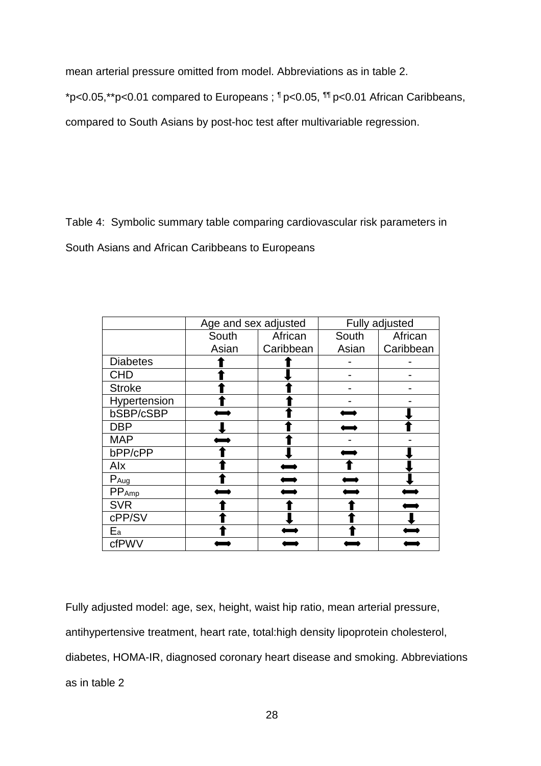mean arterial pressure omitted from model. Abbreviations as in table 2.

*p<0.05,**p<0.01 compared to Europeans ; ¶ p<0.05, ¶¶ p<0.01 African Caribbeans, compared to South Asians by post-hoc test after multivariable regression.

Table 4: Symbolic summary table comparing cardiovascular risk parameters in South Asians and African Caribbeans to Europeans

| | Age and sex adjusted | | Fully adjusted | |
|---|---|---|---|---|
| | South Asian | African Caribbean | South Asian | African Caribbean |
| Diabetes | ⬆ | ⬆ | - | - |
| CHD | ⬆ | ⬇ | - | - |
| Stroke | ⬆ | ⬆ | - | - |
| Hypertension | ⬆ | ⬆ | - | - |
| bSBP/cSBP | ⟺ | ⬆ | ⟺ | ⬇ |
| DBP | ⬇ | ⬆ | ⟺ | ⬆ |
| MAP | ⟺ | ⬆ | - | - |
| bPP/cPP | ⬆ | ⬇ | ⟺ | ⬇ |
| AIx | ⬆ | ⟺ | ⬆ | ⬇ |
| $P_{Aug}$ | ⬆ | ⟺ | ⟺ | ⬇ |
| $PP_{Amp}$ | ⟺ | ⟺ | ⟺ | ⟺ |
| SVR | ⬆ | ⬆ | ⬆ | ⟺ |
| cPP/SV | ⬆ | ⬇ | ⬆ | ⬇ |
| $E_a$ | ⬆ | ⟺ | ⬆ | ⟺ |
| cfPWV | ⟺ | ⟺ | ⟺ | ⟺ |

Fully adjusted model: age, sex, height, waist hip ratio, mean arterial pressure, antihypertensive treatment, heart rate, total:high density lipoprotein cholesterol, diabetes, HOMA-IR, diagnosed coronary heart disease and smoking. Abbreviations as in table 2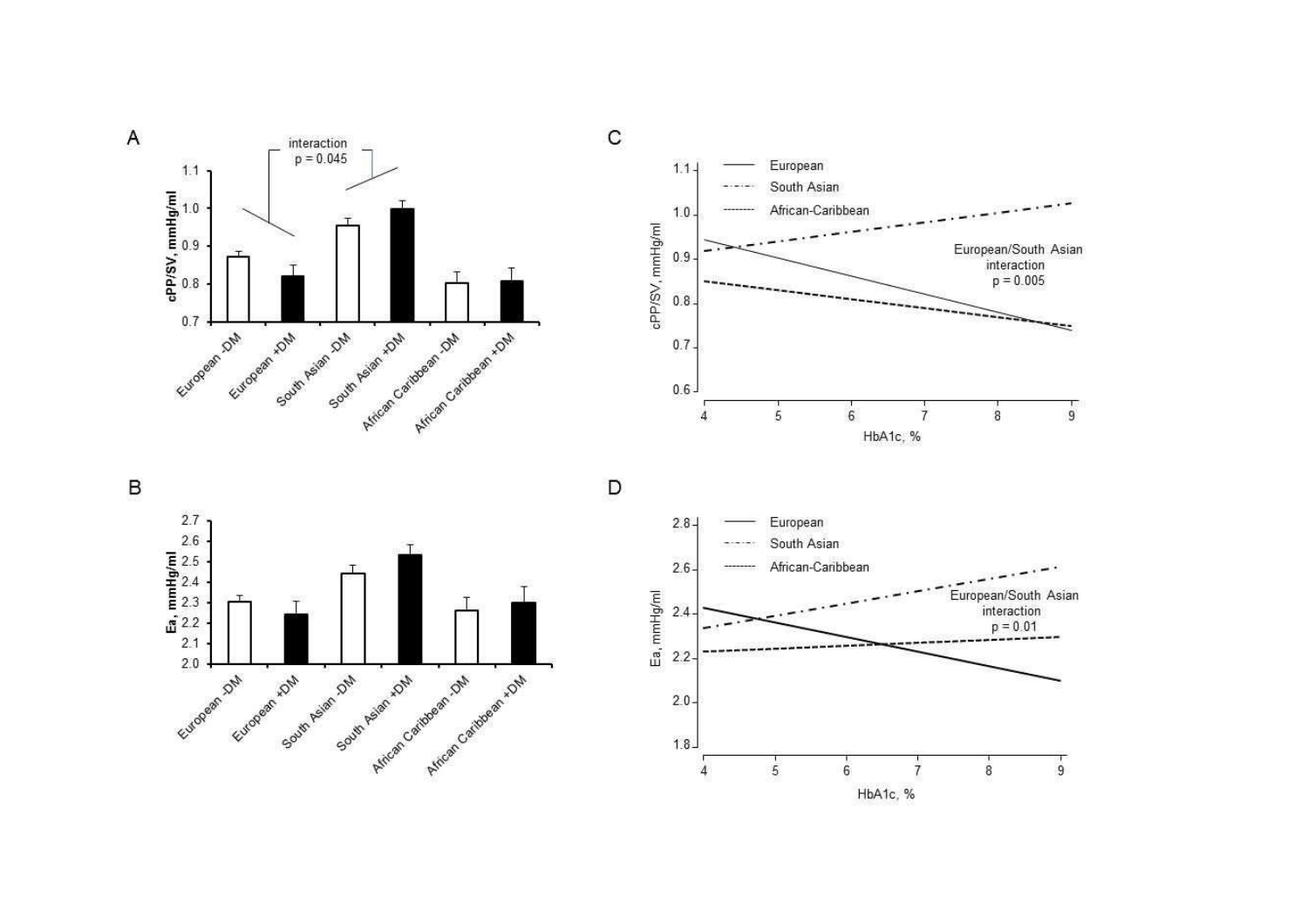A

interaction
p = 0.045

1.1
1.0
0.9
0.8
0.7

cPP/SV, mmHg/ml

European -DM
European +DM
South Asian -DM
South Asian +DM
African Caribbean -DM
African Caribbean +DM

B

2.7
2.6
2.5
2.4
2.3
2.2
2.1
2.0

Ea, mmHg/ml

European -DM
European +DM
South Asian -DM
South Asian +DM
African Caribbean -DM
African Caribbean +DM

C

European
South Asian
African-Caribbean

European/South Asian
interaction
p = 0.005

1.1
1.0
0.9
0.8
0.7
0.6

cPP/SV, mmHg/ml

4 5 6 7 8 9

HbA1c, %

D

European
South Asian
African-Caribbean

European/South Asian
interaction
p = 0.01

2.8
2.6
2.4
2.2
2.0
1.8

Ea, mmHg/ml

4 5 6 7 8 9

HbA1c, %